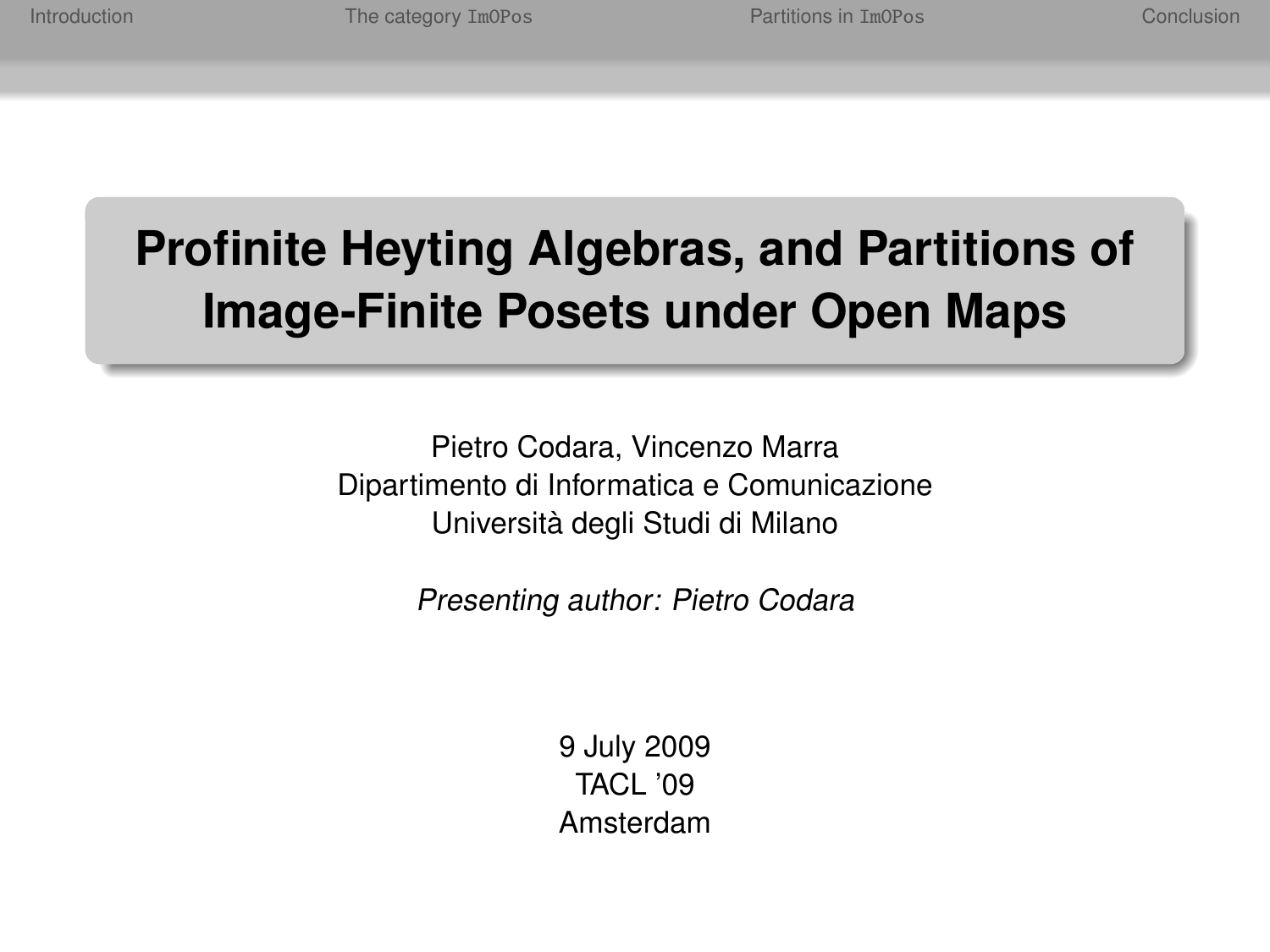# Profinite Heyting Algebras, and Partitions of Image-Finite Posets under Open Maps

Pietro Codara, Vincenzo Marra
Dipartimento di Informatica e Comunicazione
Università degli Studi di Milano

*Presenting author: Pietro Codara*

9 July 2009
TACL '09
Amsterdam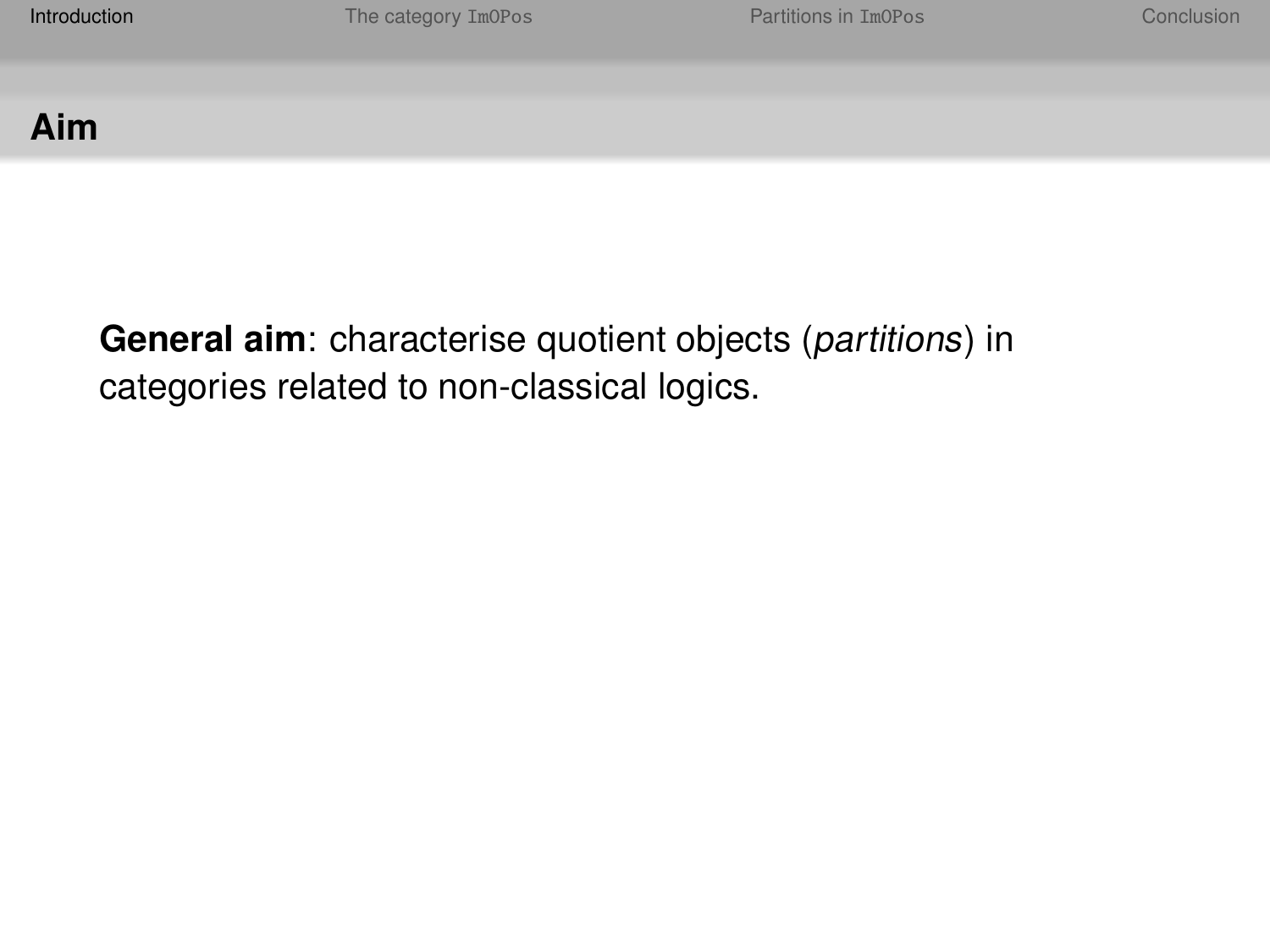## Aim

**General aim**: characterise quotient objects (*partitions*) in categories related to non-classical logics.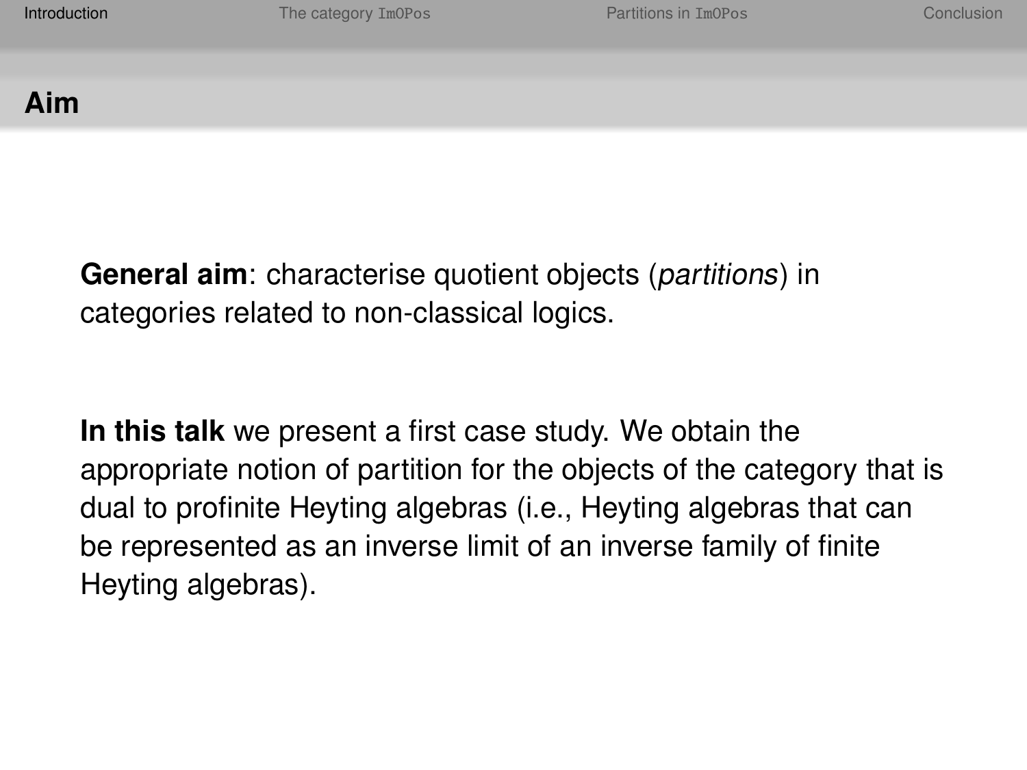## Aim

**General aim**: characterise quotient objects (*partitions*) in categories related to non-classical logics.

**In this talk** we present a first case study. We obtain the appropriate notion of partition for the objects of the category that is dual to profinite Heyting algebras (i.e., Heyting algebras that can be represented as an inverse limit of an inverse family of finite Heyting algebras).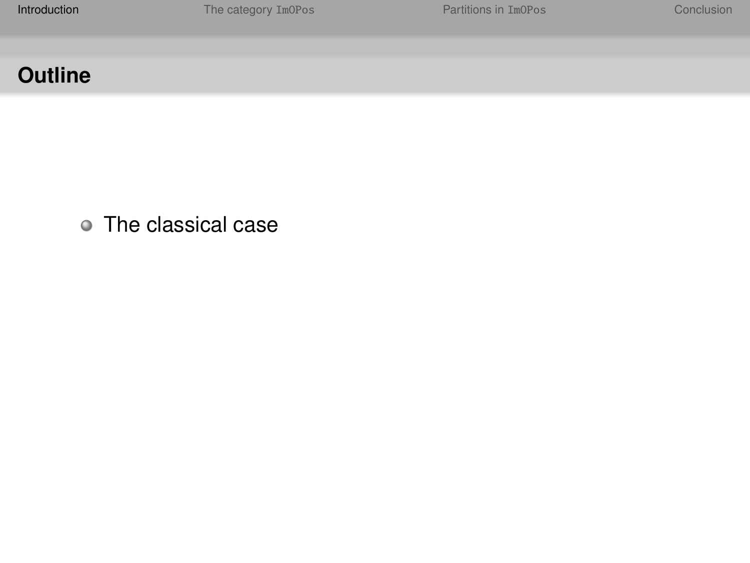## Outline

- The classical case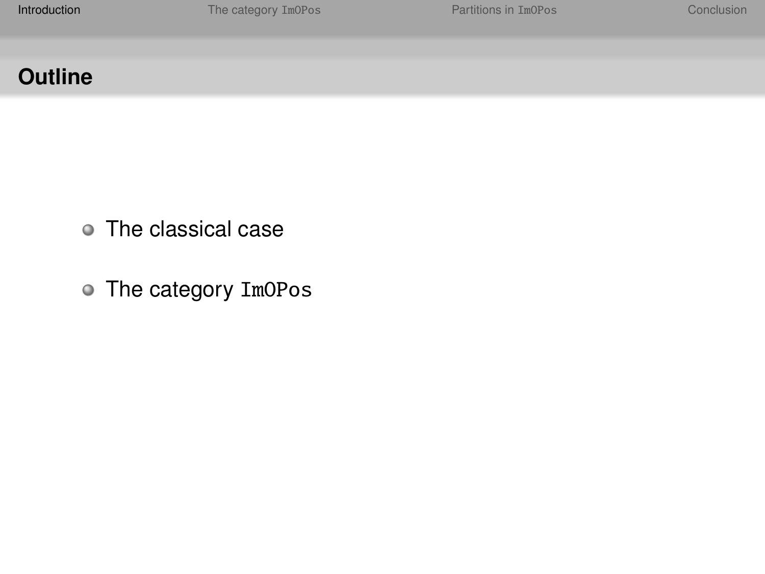## Outline

- The classical case
- The category `ImOPos`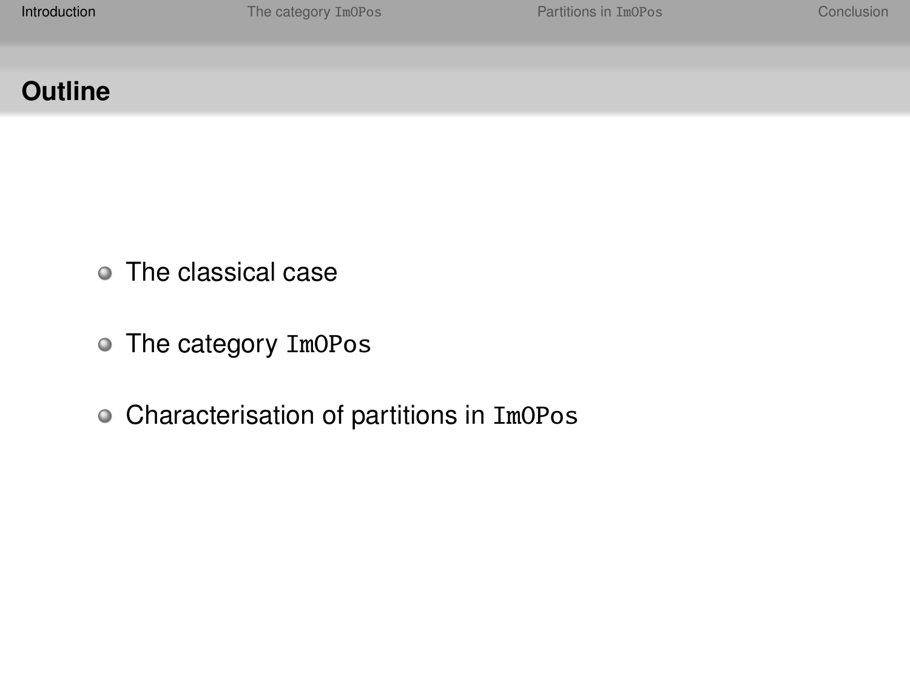## Outline

- The classical case
- The category `ImOPos`
- Characterisation of partitions in `ImOPos`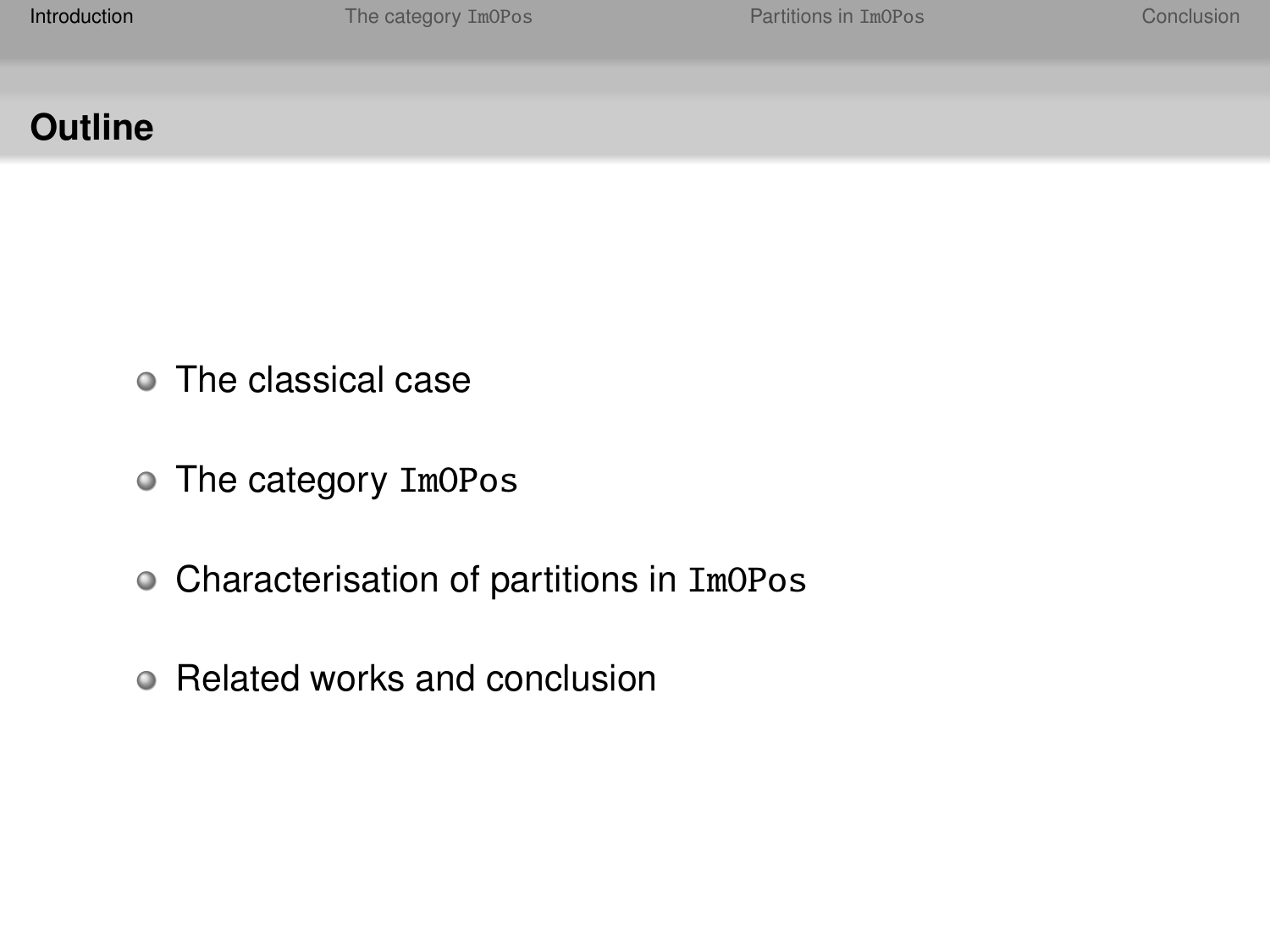## Outline

- The classical case
- The category `ImOPos`
- Characterisation of partitions in `ImOPos`
- Related works and conclusion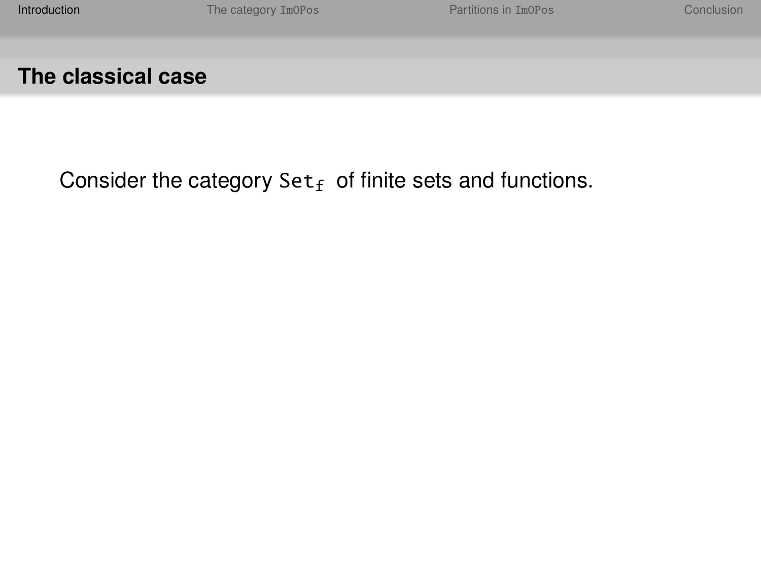## The classical case

Consider the category $\mathtt{Set}_{\mathtt{f}}$ of finite sets and functions.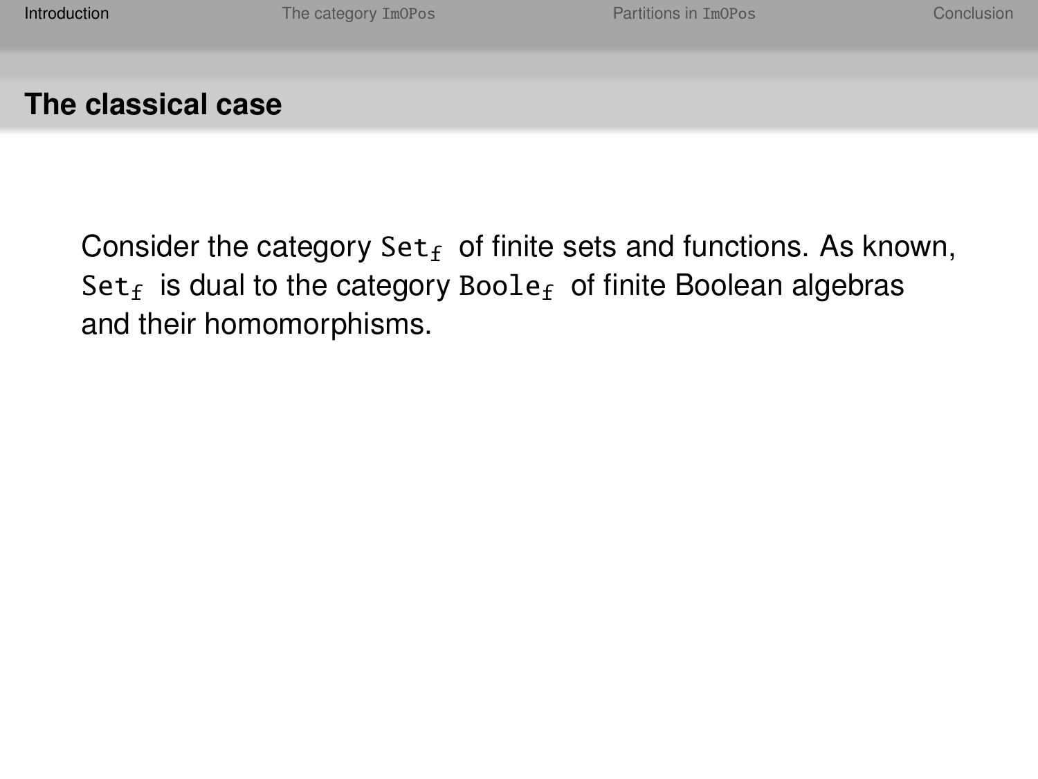## The classical case

Consider the category $\mathtt{Set}_{\mathtt{f}}$ of finite sets and functions. As known, $\mathtt{Set}_{\mathtt{f}}$ is dual to the category $\mathtt{Boole}_{\mathtt{f}}$ of finite Boolean algebras and their homomorphisms.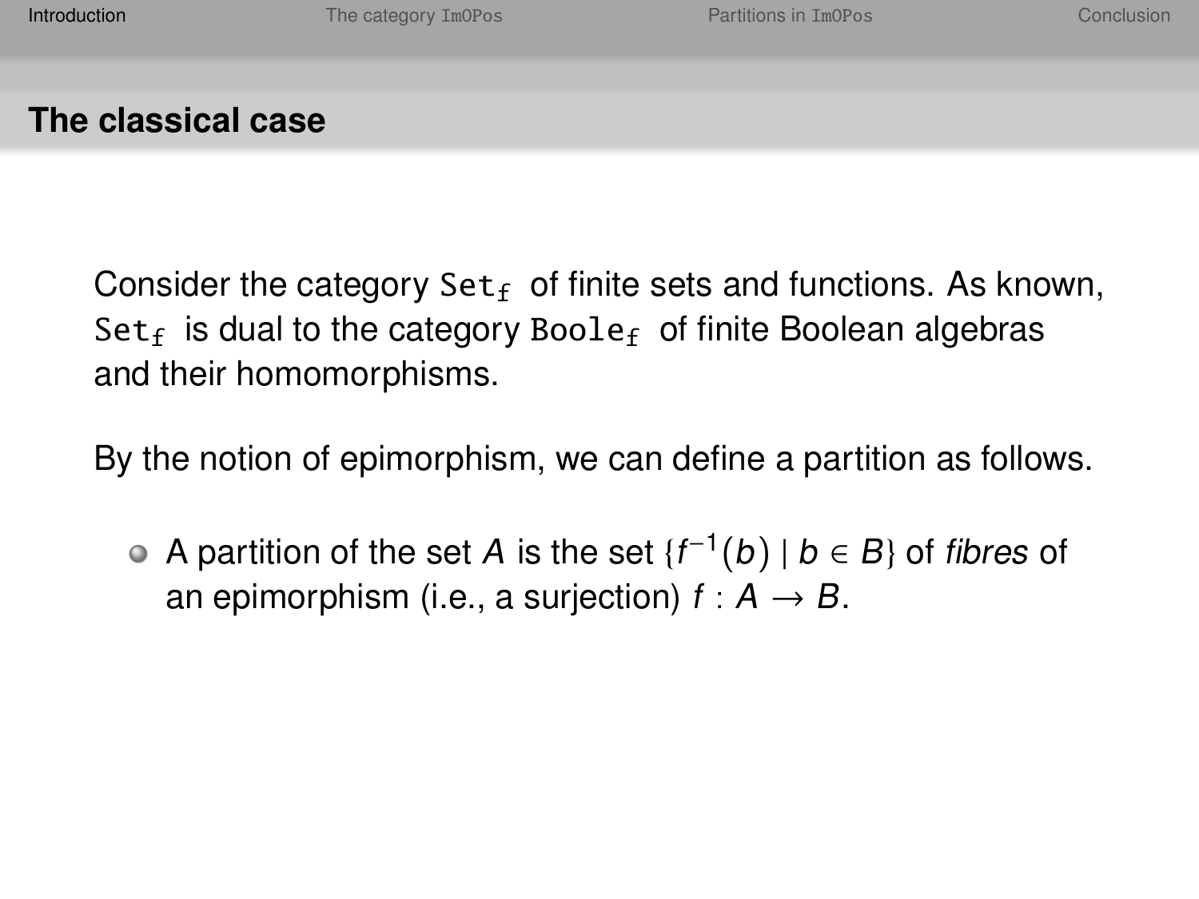## The classical case

Consider the category $\mathtt{Set_f}$ of finite sets and functions. As known, $\mathtt{Set_f}$ is dual to the category $\mathtt{Boole_f}$ of finite Boolean algebras and their homomorphisms.

By the notion of epimorphism, we can define a partition as follows.

- A partition of the set $A$ is the set $\{f^{-1}(b) \mid b \in B\}$ of *fibres* of an epimorphism (i.e., a surjection) $f : A \to B$.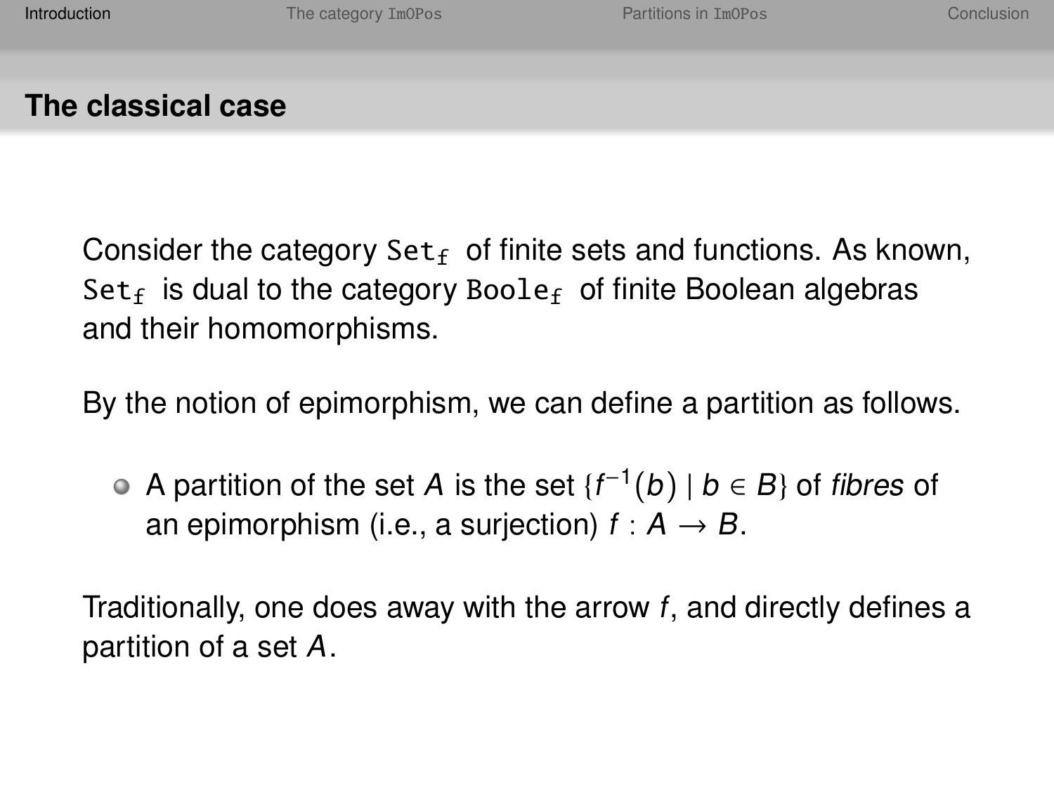## The classical case

Consider the category $\mathtt{Set_f}$ of finite sets and functions. As known, $\mathtt{Set_f}$ is dual to the category $\mathtt{Boole_f}$ of finite Boolean algebras and their homomorphisms.

By the notion of epimorphism, we can define a partition as follows.

- A partition of the set $A$ is the set $\{f^{-1}(b) \mid b \in B\}$ of *fibres* of an epimorphism (i.e., a surjection) $f : A \to B$.

Traditionally, one does away with the arrow $f$, and directly defines a partition of a set $A$.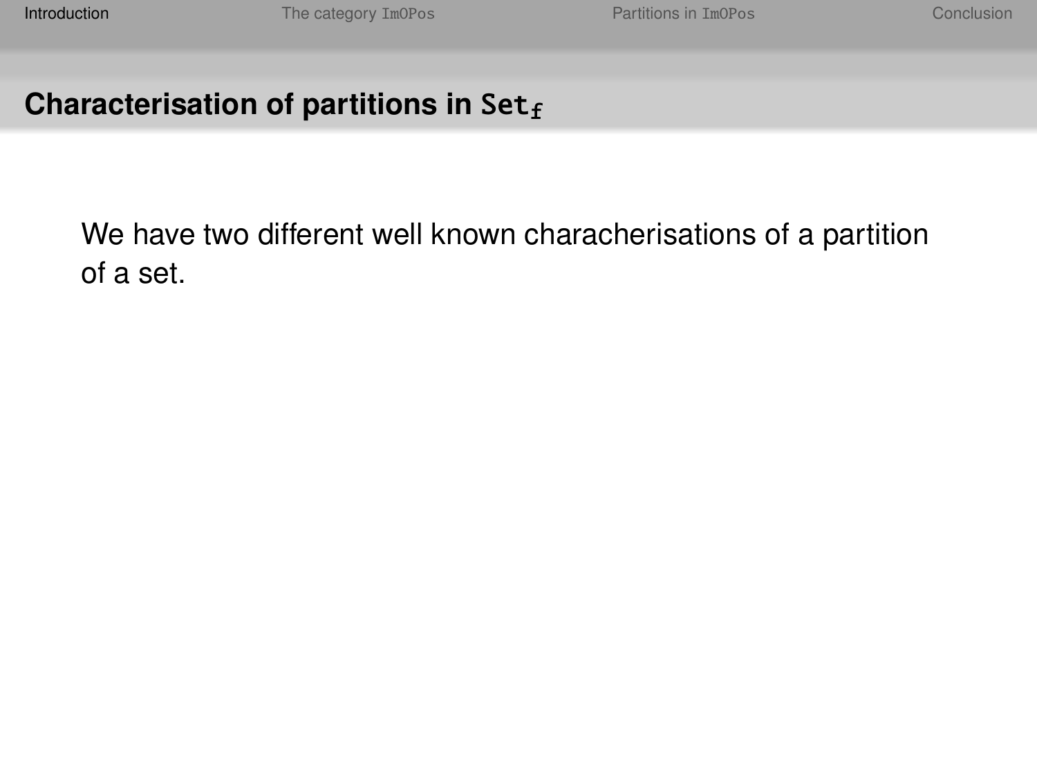## Characterisation of partitions in $\mathtt{Set_f}$

We have two different well known characherisations of a partition of a set.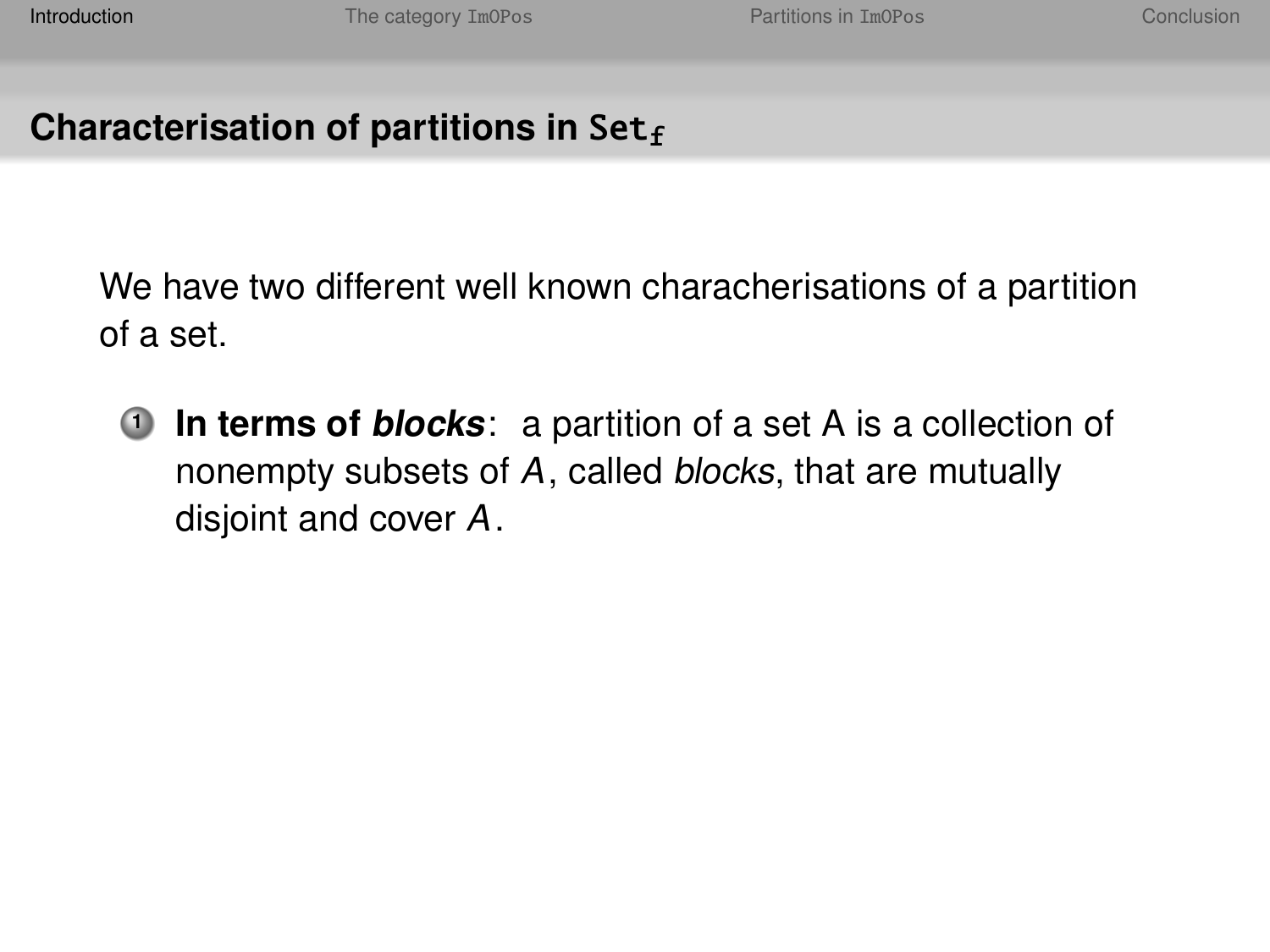## Characterisation of partitions in $\mathtt{Set_f}$

We have two different well known characherisations of a partition of a set.

1. **In terms of *blocks***: a partition of a set A is a collection of nonempty subsets of $A$, called *blocks*, that are mutually disjoint and cover $A$.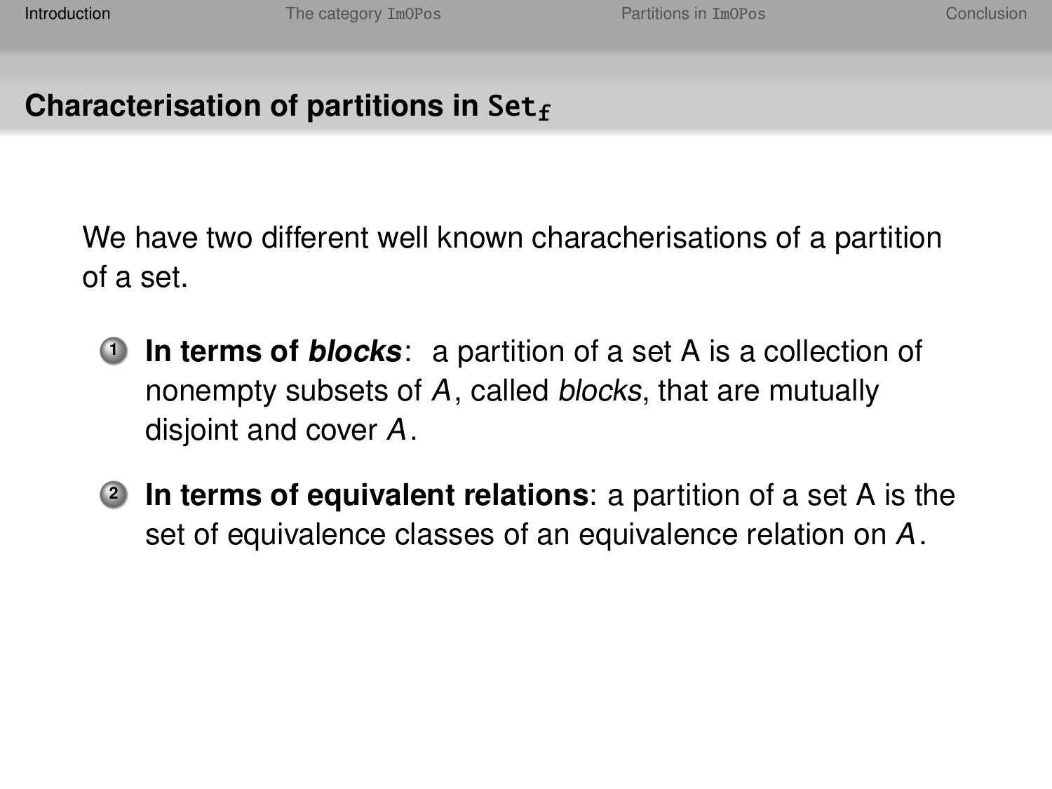## Characterisation of partitions in $\mathtt{Set_f}$

We have two different well known characherisations of a partition of a set.

1. **In terms of *blocks***: a partition of a set A is a collection of nonempty subsets of $A$, called *blocks*, that are mutually disjoint and cover $A$.
2. **In terms of equivalent relations**: a partition of a set A is the set of equivalence classes of an equivalence relation on $A$.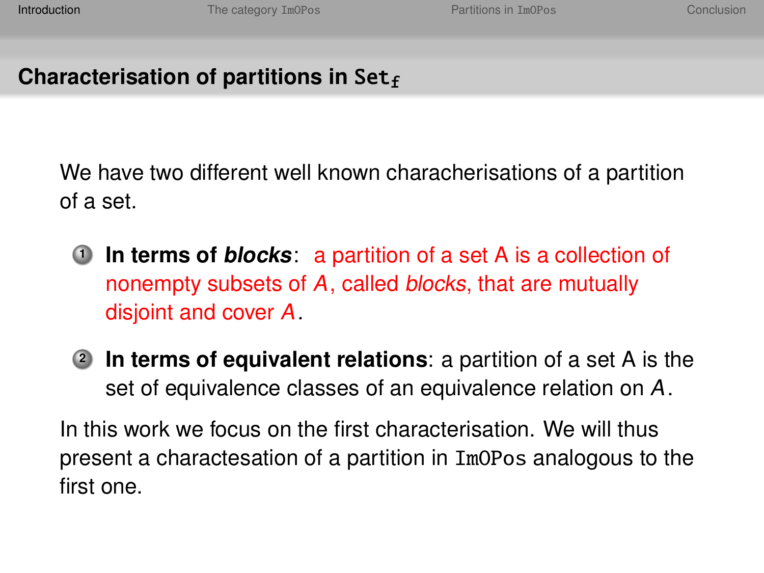## Characterisation of partitions in $\mathtt{Set}_{\mathtt{f}}$

We have two different well known characherisations of a partition of a set.

1. **In terms of *blocks***: a partition of a set A is a collection of nonempty subsets of $A$, called *blocks*, that are mutually disjoint and cover $A$.
2. **In terms of equivalent relations**: a partition of a set A is the set of equivalence classes of an equivalence relation on $A$.

In this work we focus on the first characterisation. We will thus present a charactesation of a partition in `ImOPos` analogous to the first one.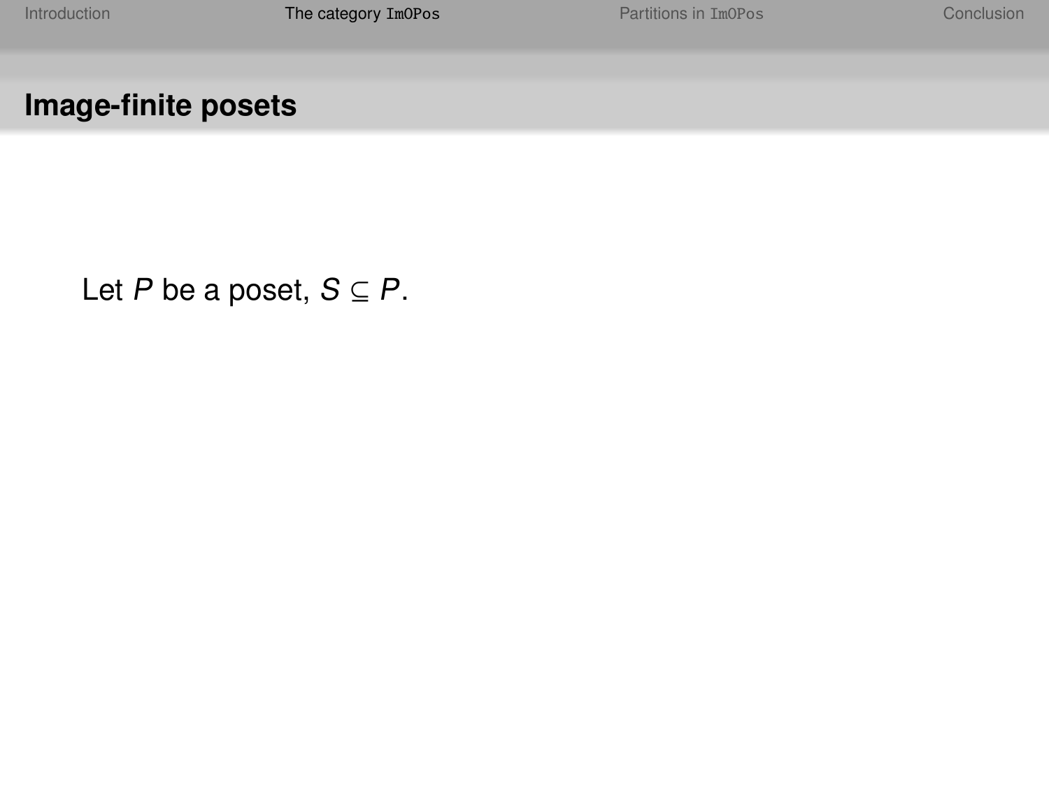# Image-finite posets

Let $P$ be a poset, $S \subseteq P$.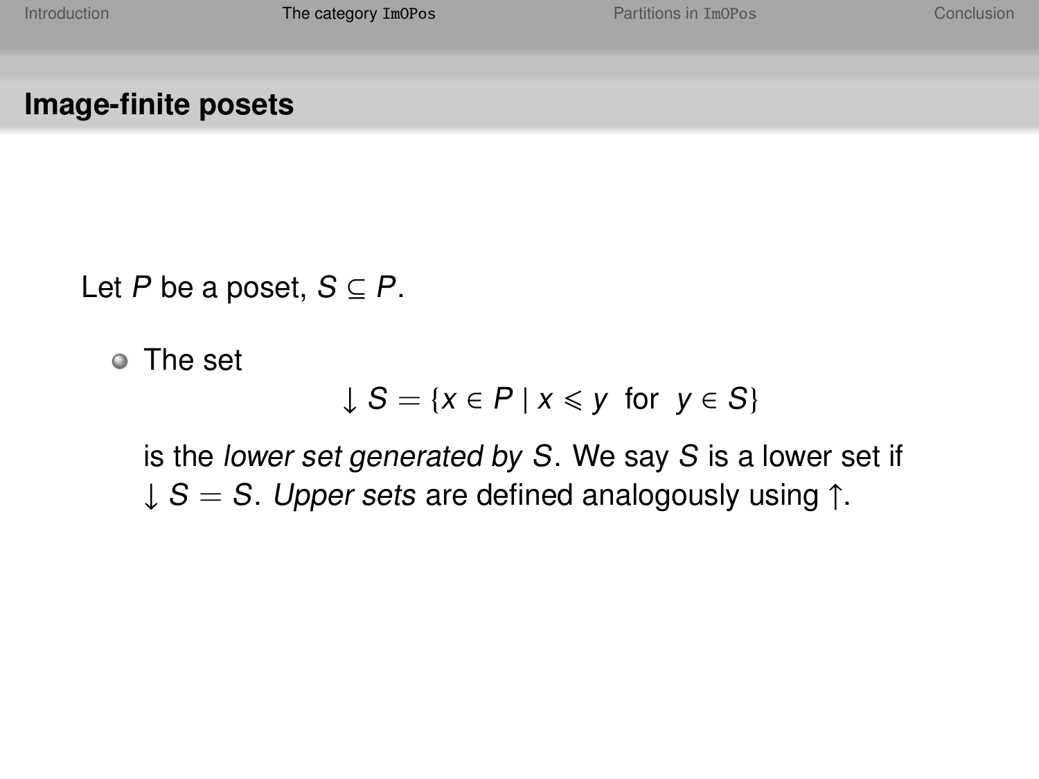## Image-finite posets

Let $P$ be a poset, $S \subseteq P$.

- The set
$$\downarrow S = \{x \in P \mid x \leqslant y \text{ for } y \in S\}$$
is the *lower set generated by* $S$. We say $S$ is a lower set if $\downarrow S = S$. *Upper sets* are defined analogously using $\uparrow$.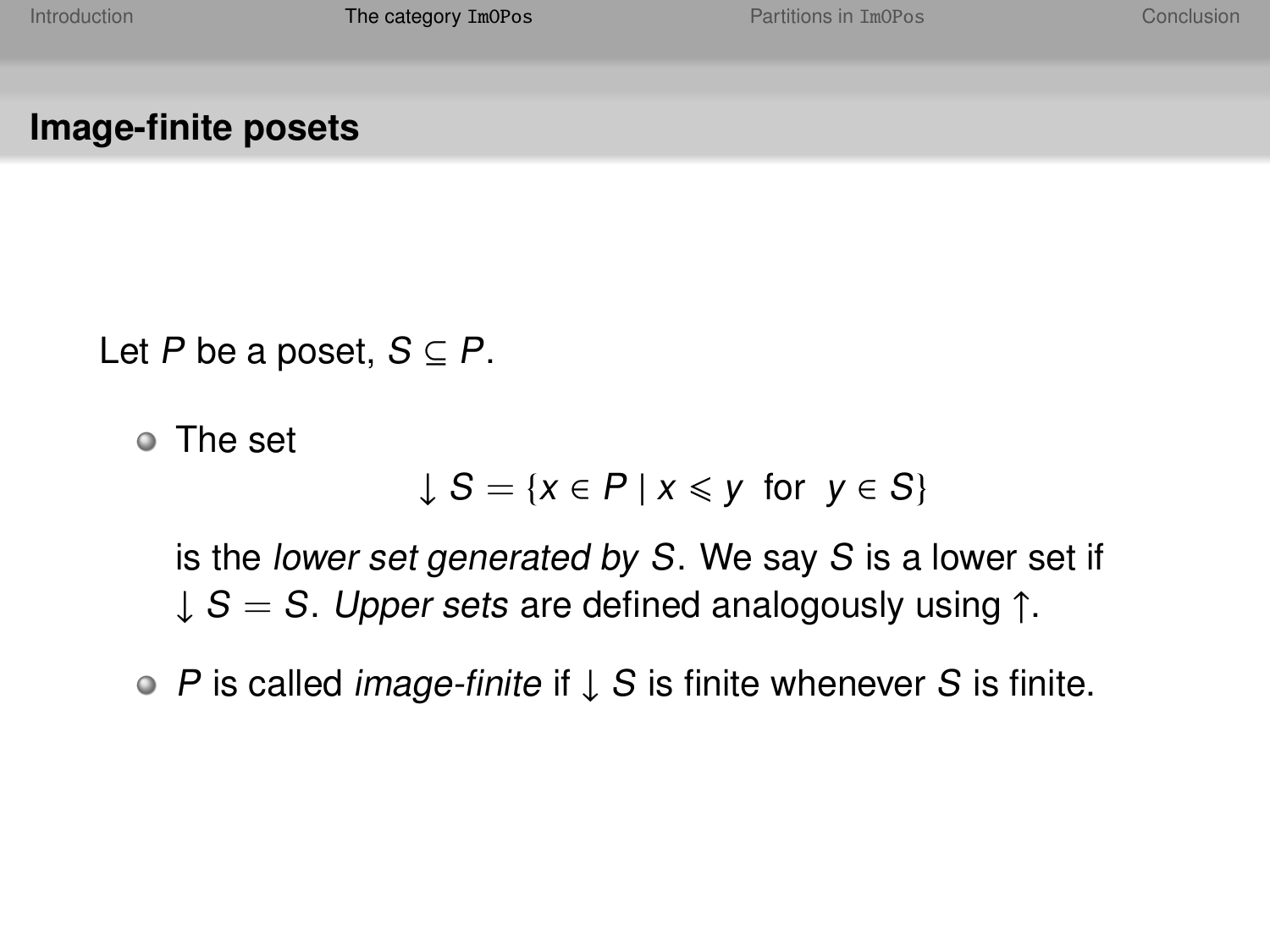## Image-finite posets

Let $P$ be a poset, $S \subseteq P$.

- The set
$$\downarrow S = \{x \in P \mid x \leqslant y \ \text{ for } \ y \in S\}$$
is the *lower set generated by* $S$. We say $S$ is a lower set if $\downarrow S = S$. *Upper sets* are defined analogously using $\uparrow$.
- $P$ is called *image-finite* if $\downarrow S$ is finite whenever $S$ is finite.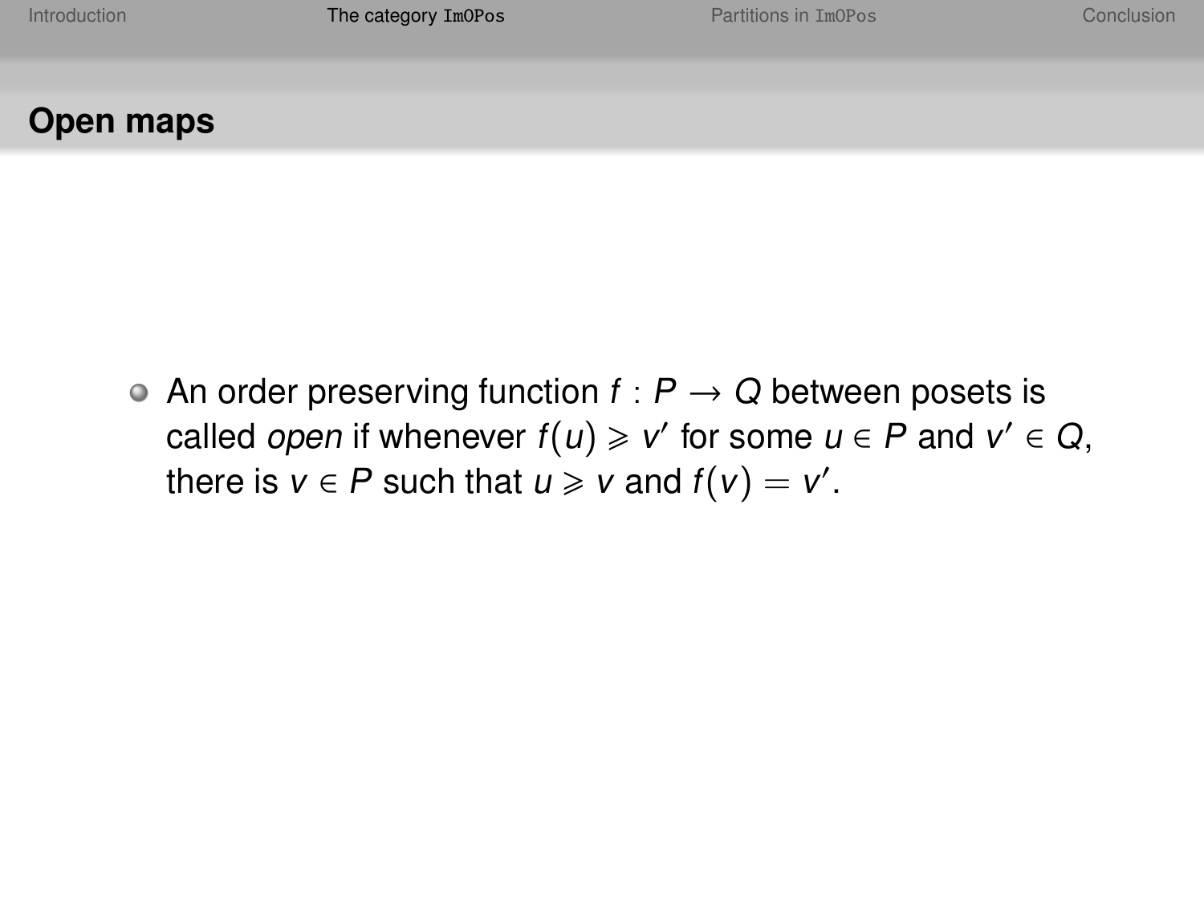## Open maps

- An order preserving function $f : P \to Q$ between posets is called *open* if whenever $f(u) \geqslant v'$ for some $u \in P$ and $v' \in Q$, there is $v \in P$ such that $u \geqslant v$ and $f(v) = v'$.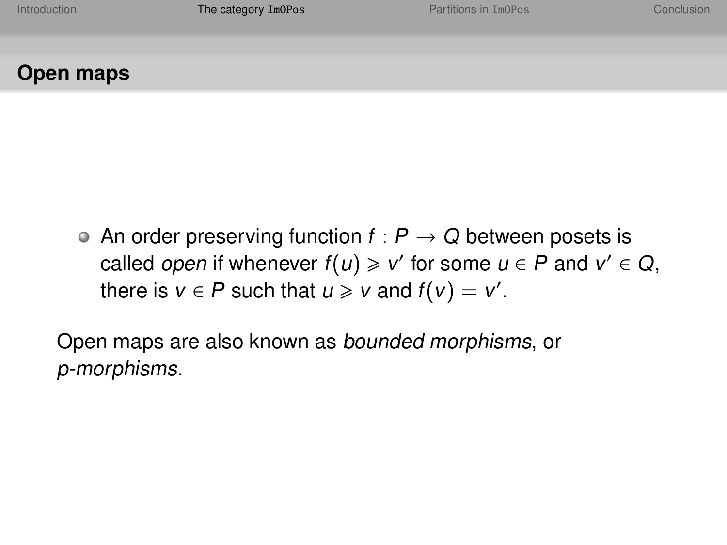## Open maps

- An order preserving function $f : P \to Q$ between posets is called *open* if whenever $f(u) \geqslant v'$ for some $u \in P$ and $v' \in Q$, there is $v \in P$ such that $u \geqslant v$ and $f(v) = v'$.

Open maps are also known as *bounded morphisms*, or *p-morphisms*.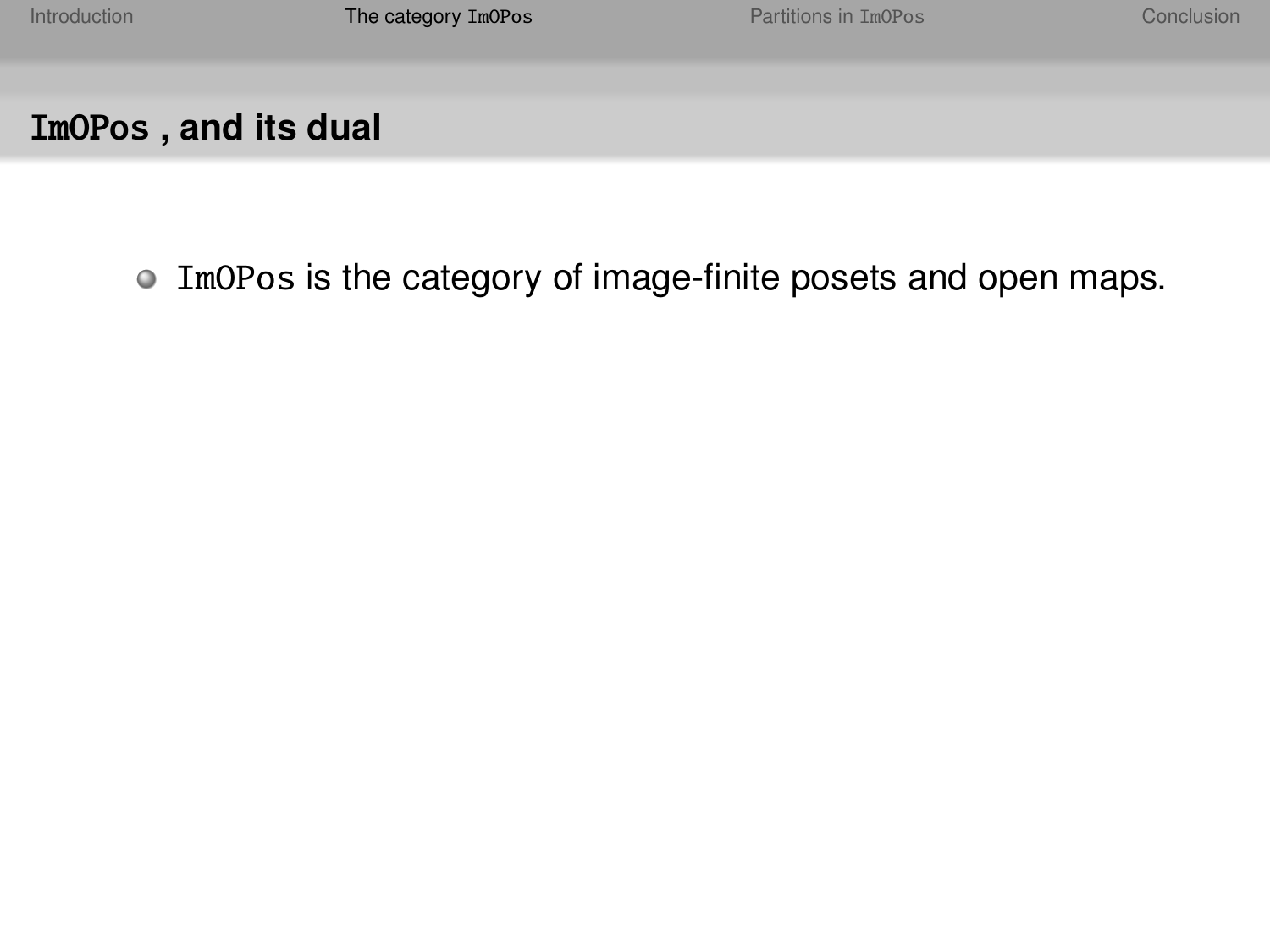## ImOPos, and its dual

- ImOPos is the category of image-finite posets and open maps.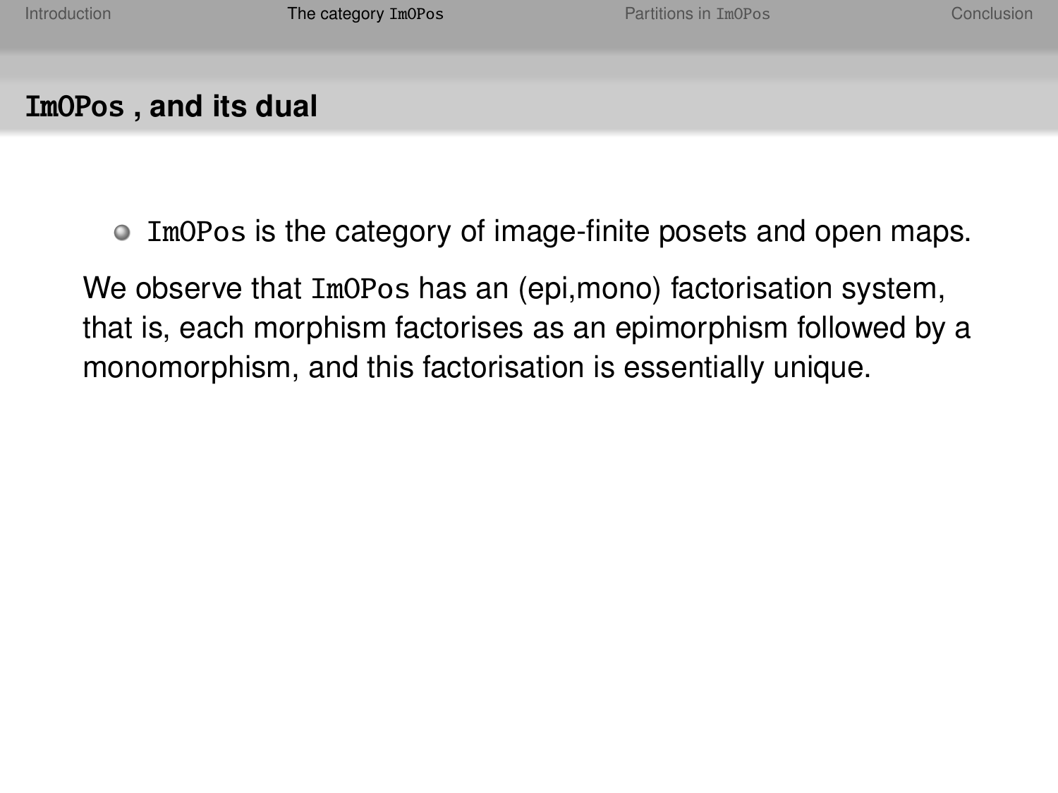## ImOPos , and its dual

- ImOPos is the category of image-finite posets and open maps.

We observe that ImOPos has an (epi,mono) factorisation system, that is, each morphism factorises as an epimorphism followed by a monomorphism, and this factorisation is essentially unique.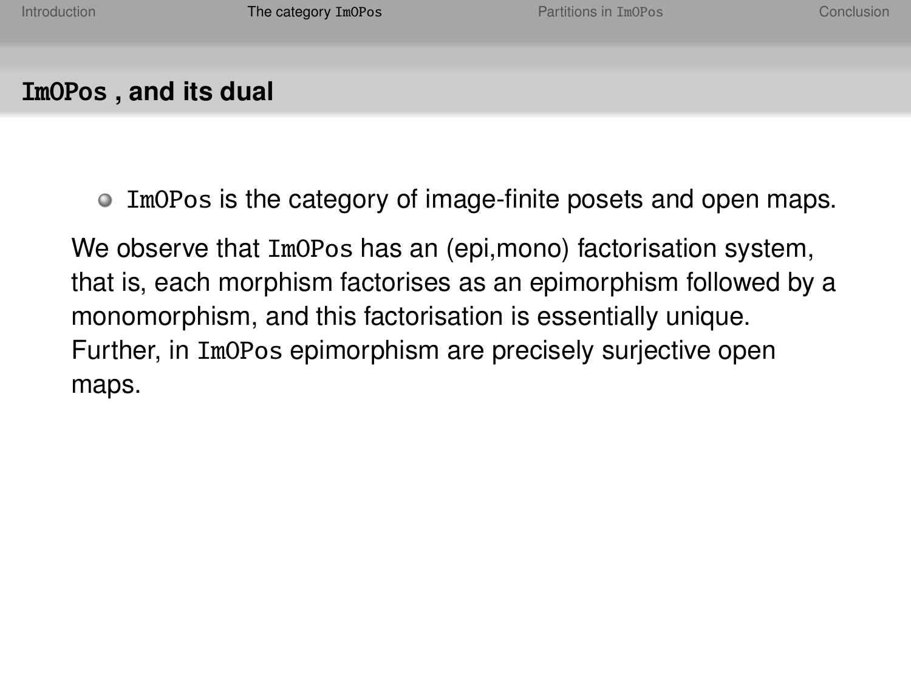## ImOPos , and its dual

- ImOPos is the category of image-finite posets and open maps.

We observe that ImOPos has an (epi,mono) factorisation system, that is, each morphism factorises as an epimorphism followed by a monomorphism, and this factorisation is essentially unique. Further, in ImOPos epimorphism are precisely surjective open maps.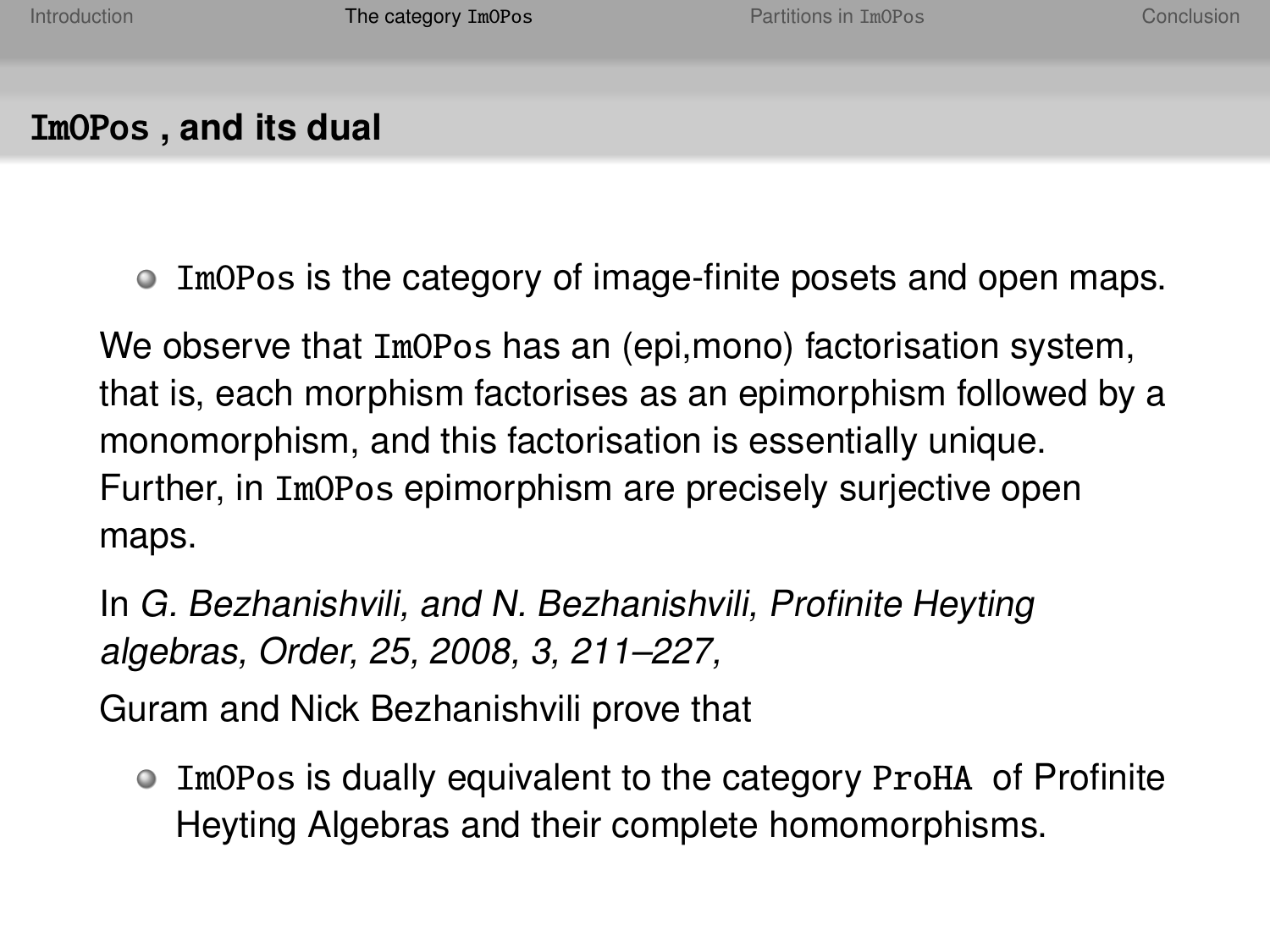## ImOPos , and its dual

- ImOPos is the category of image-finite posets and open maps.

We observe that ImOPos has an (epi,mono) factorisation system, that is, each morphism factorises as an epimorphism followed by a monomorphism, and this factorisation is essentially unique. Further, in ImOPos epimorphism are precisely surjective open maps.

In *G. Bezhanishvili, and N. Bezhanishvili, Profinite Heyting algebras, Order, 25, 2008, 3, 211–227,*

Guram and Nick Bezhanishvili prove that

- ImOPos is dually equivalent to the category ProHA of Profinite Heyting Algebras and their complete homomorphisms.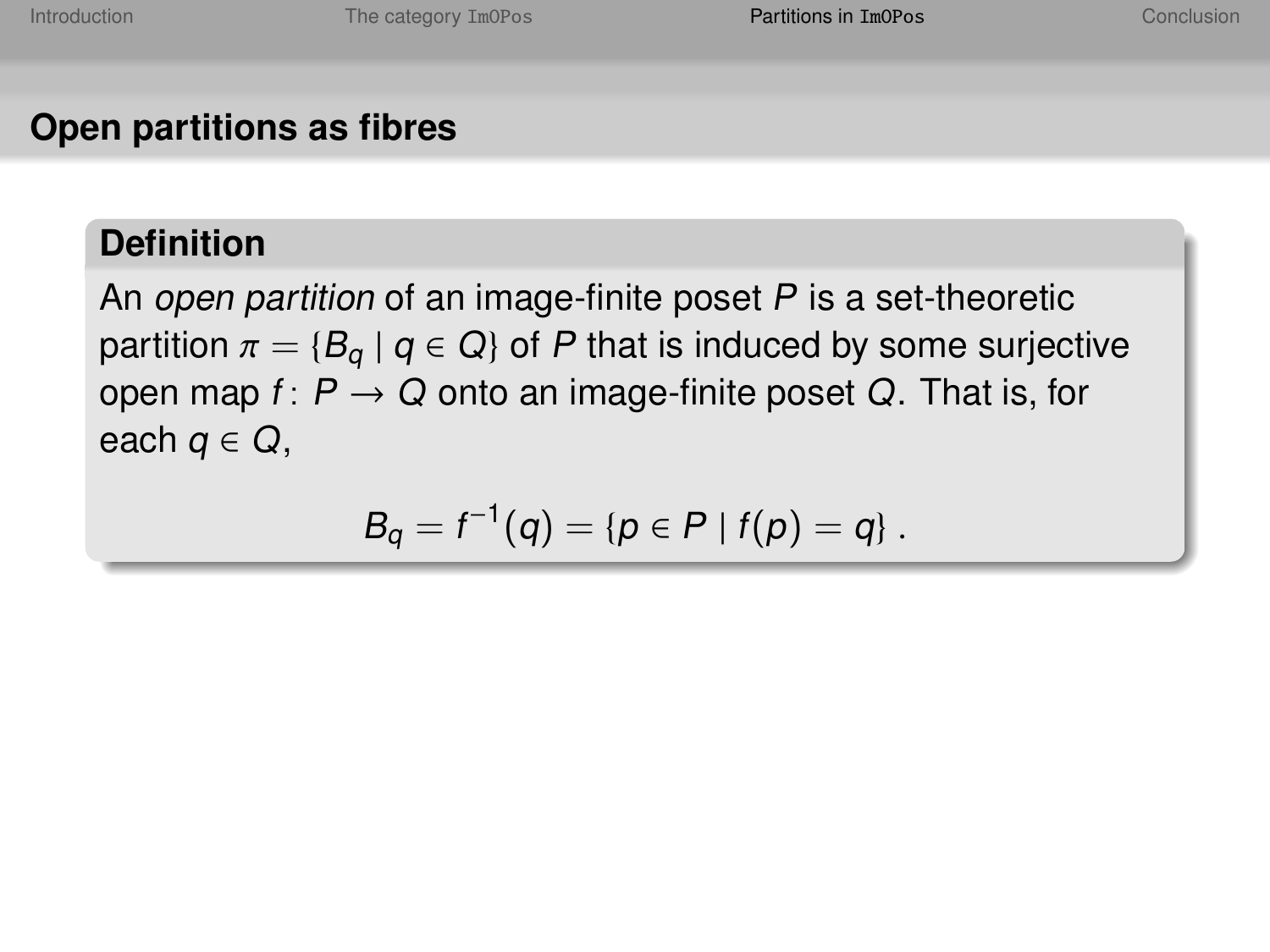## Open partitions as fibres

**Definition**

An *open partition* of an image-finite poset $P$ is a set-theoretic partition $\pi = \{B_q \mid q \in Q\}$ of $P$ that is induced by some surjective open map $f\colon P \to Q$ onto an image-finite poset $Q$. That is, for each $q \in Q$,

$$B_q = f^{-1}(q) = \{p \in P \mid f(p) = q\}\ .$$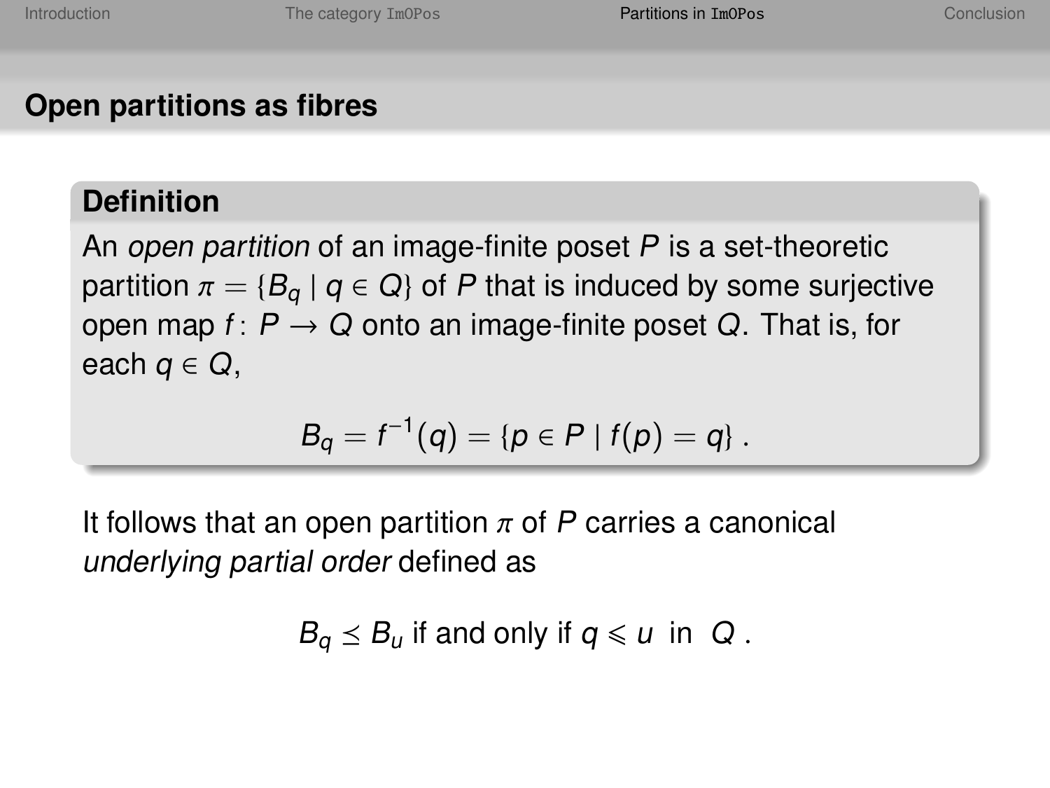## Open partitions as fibres

**Definition**

An *open partition* of an image-finite poset $P$ is a set-theoretic partition $\pi = \{B_q \mid q \in Q\}$ of $P$ that is induced by some surjective open map $f\colon P \to Q$ onto an image-finite poset $Q$. That is, for each $q \in Q$,

$$B_q = f^{-1}(q) = \{p \in P \mid f(p) = q\} \,.$$

It follows that an open partition $\pi$ of $P$ carries a canonical *underlying partial order* defined as

$$B_q \preceq B_u \text{ if and only if } q \leqslant u \text{ in } Q \,.$$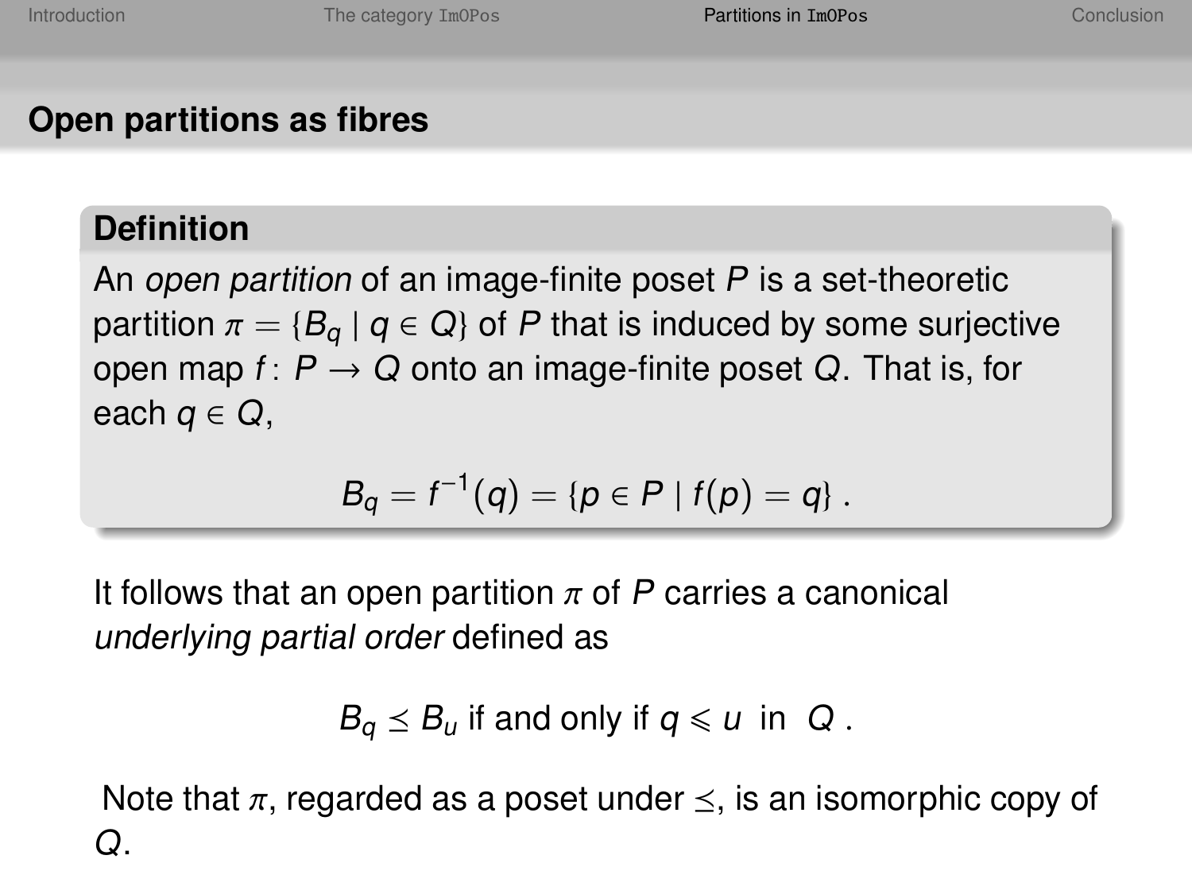## Open partitions as fibres

**Definition**

An *open partition* of an image-finite poset $P$ is a set-theoretic partition $\pi = \{B_q \mid q \in Q\}$ of $P$ that is induced by some surjective open map $f\colon P \to Q$ onto an image-finite poset $Q$. That is, for each $q \in Q$,

$$B_q = f^{-1}(q) = \{p \in P \mid f(p) = q\} \ .$$

It follows that an open partition $\pi$ of $P$ carries a canonical *underlying partial order* defined as

$$B_q \preceq B_u \text{ if and only if } q \leqslant u \text{ in } Q \ .$$

Note that $\pi$, regarded as a poset under $\preceq$, is an isomorphic copy of $Q$.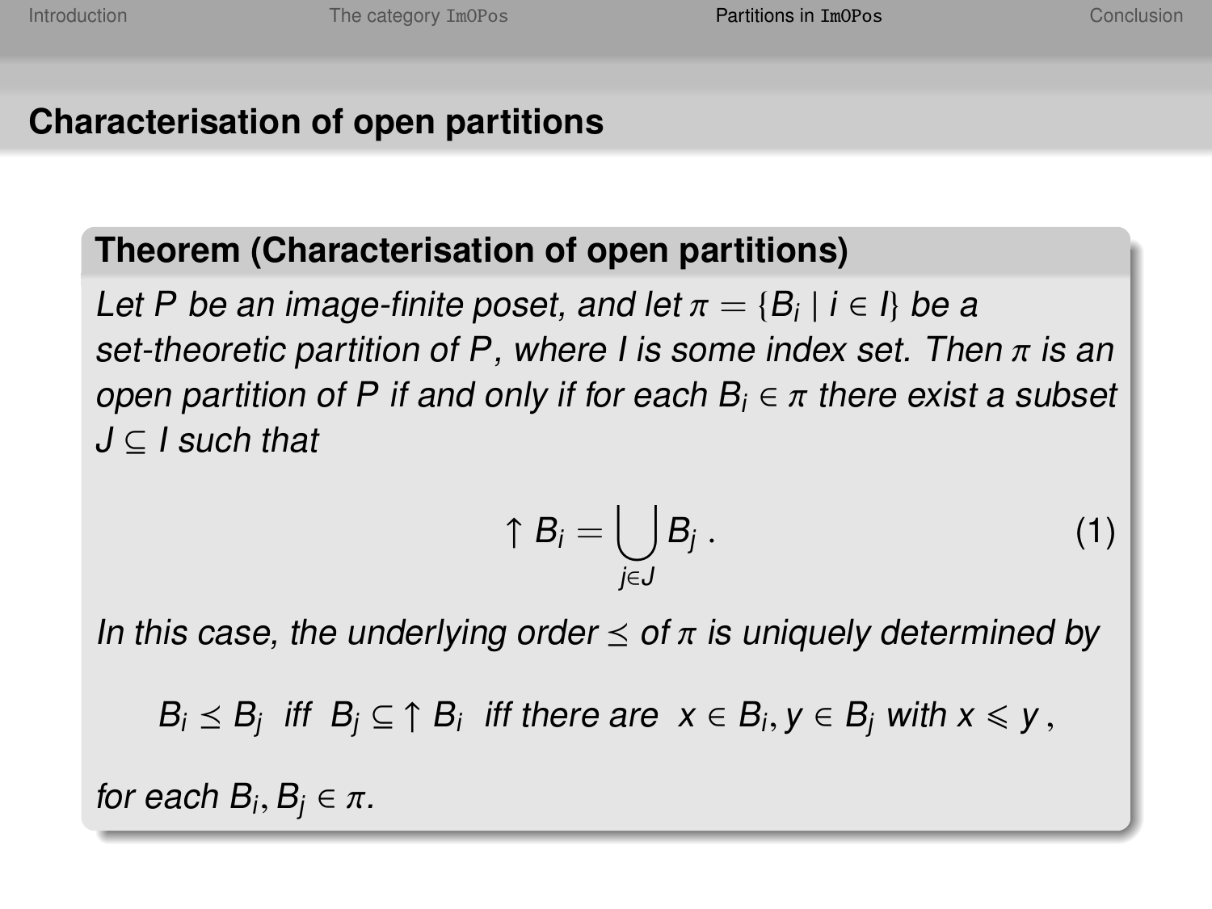## Characterisation of open partitions

**Theorem (Characterisation of open partitions)**

*Let $P$ be an image-finite poset, and let $\pi = \{B_i \mid i \in I\}$ be a set-theoretic partition of $P$, where $I$ is some index set. Then $\pi$ is an open partition of $P$ if and only if for each $B_i \in \pi$ there exist a subset $J \subseteq I$ such that*

$$\uparrow B_i = \bigcup_{j \in J} B_j \, . \tag{1}$$

*In this case, the underlying order $\preceq$ of $\pi$ is uniquely determined by*

$$B_i \preceq B_j \text{ iff } B_j \subseteq \uparrow B_i \text{ iff there are } x \in B_i, y \in B_j \text{ with } x \leqslant y \, ,$$

*for each $B_i, B_j \in \pi$.*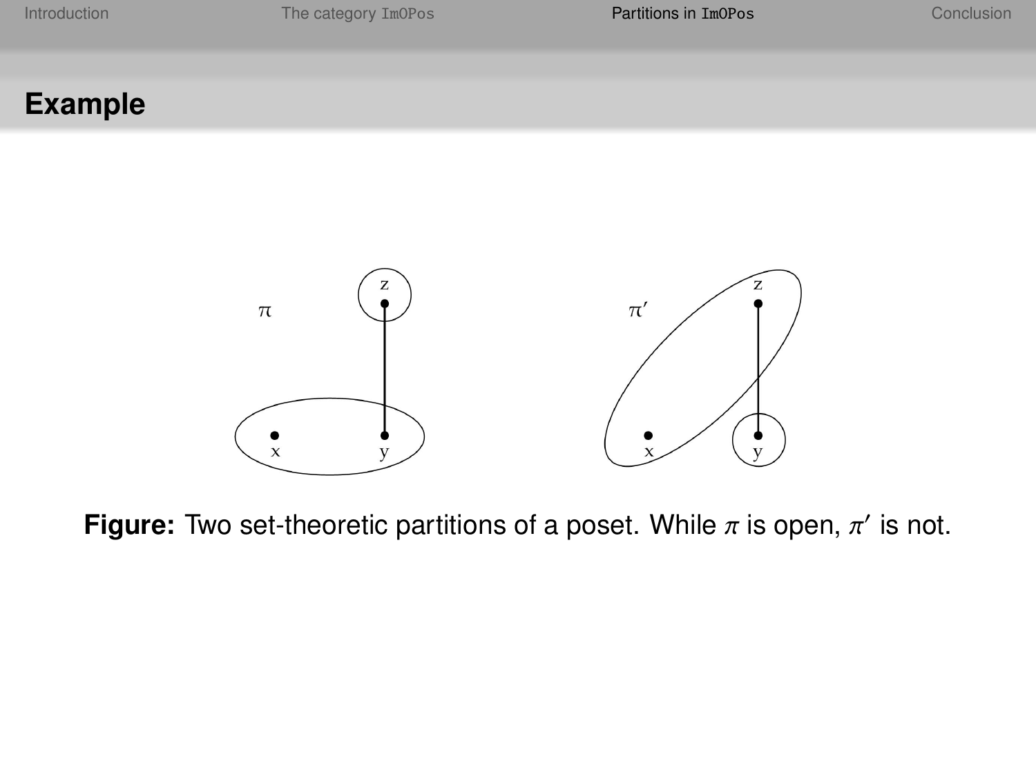## Example

**Figure:** Two set-theoretic partitions of a poset. While $\pi$ is open, $\pi'$ is not.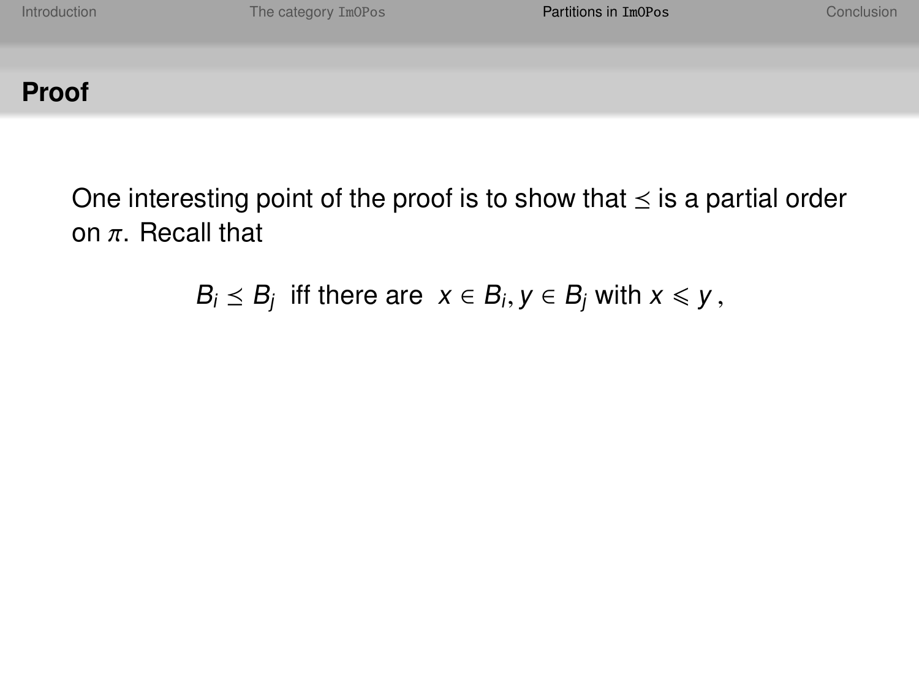## Proof

One interesting point of the proof is to show that $\preceq$ is a partial order on $\pi$. Recall that

$$B_i \preceq B_j \text{ iff there are } x \in B_i, y \in B_j \text{ with } x \leqslant y\,,$$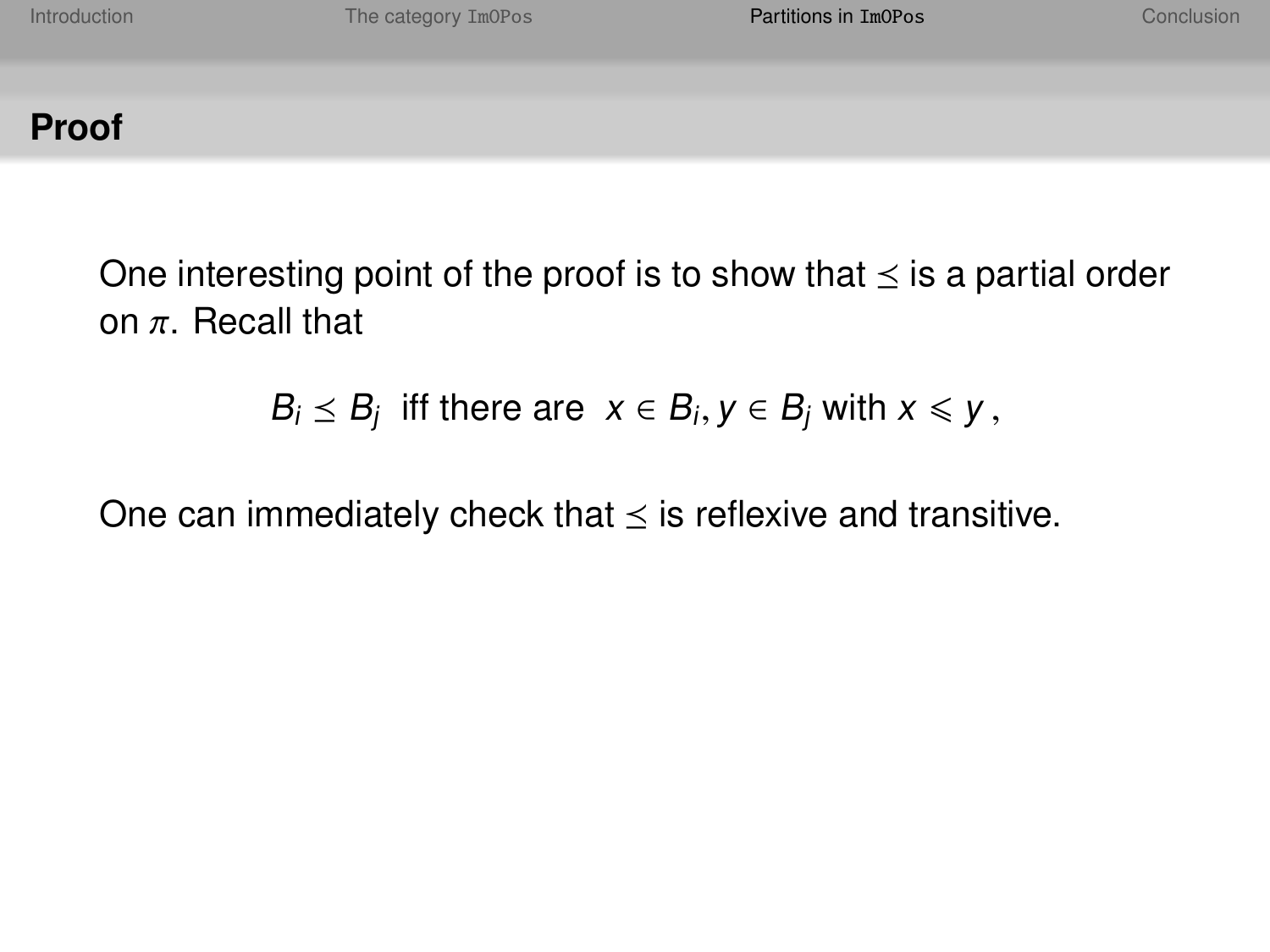## Proof

One interesting point of the proof is to show that $\preceq$ is a partial order on $\pi$. Recall that

$$B_i \preceq B_j \text{ iff there are } x \in B_i, y \in B_j \text{ with } x \leqslant y\,,$$

One can immediately check that $\preceq$ is reflexive and transitive.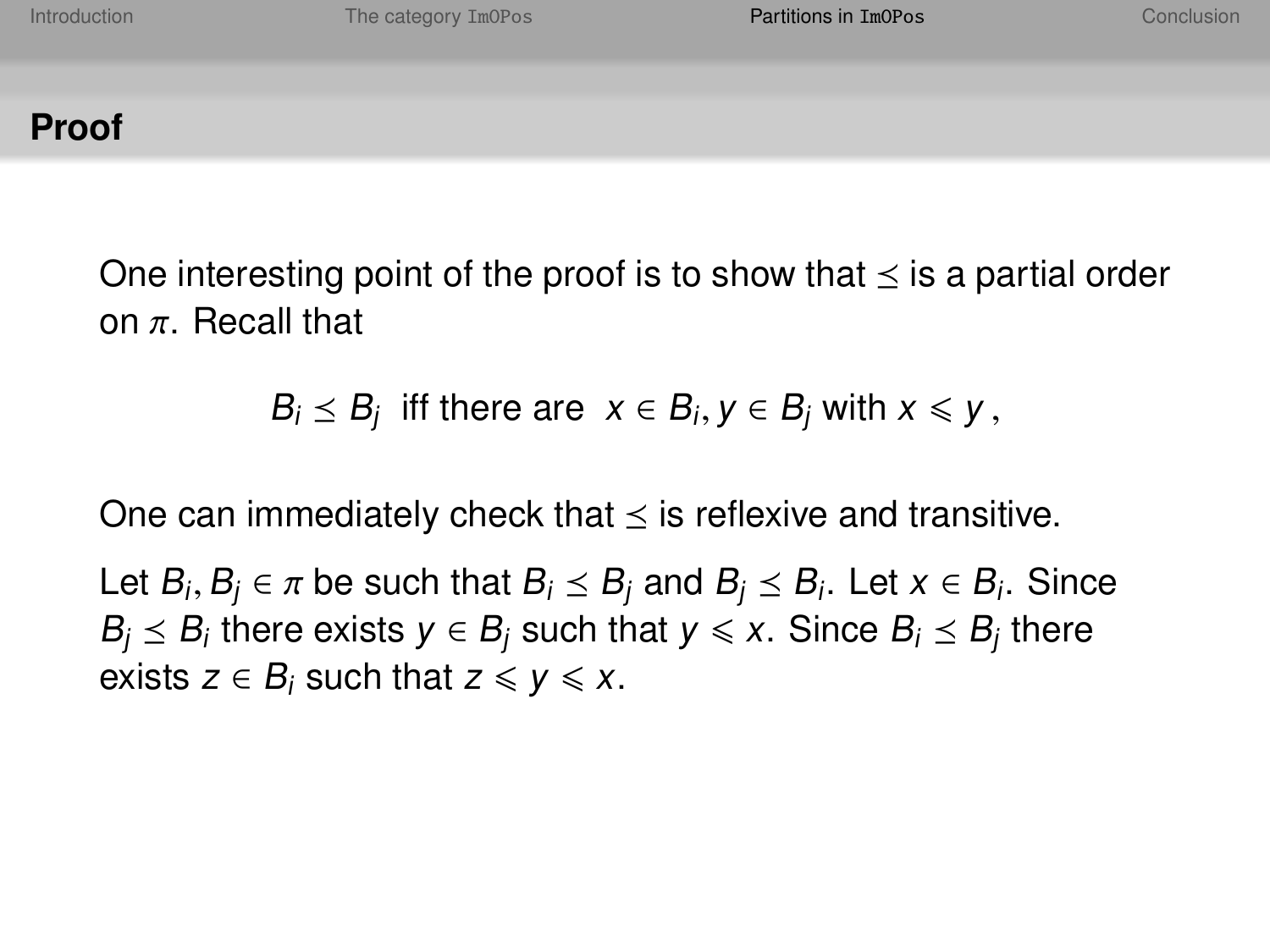## Proof

One interesting point of the proof is to show that $\preceq$ is a partial order on $\pi$. Recall that

$$B_i \preceq B_j \text{ iff there are } x \in B_i, y \in B_j \text{ with } x \leqslant y\,,$$

One can immediately check that $\preceq$ is reflexive and transitive.

Let $B_i, B_j \in \pi$ be such that $B_i \preceq B_j$ and $B_j \preceq B_i$. Let $x \in B_i$. Since $B_j \preceq B_i$ there exists $y \in B_j$ such that $y \leqslant x$. Since $B_i \preceq B_j$ there exists $z \in B_i$ such that $z \leqslant y \leqslant x$.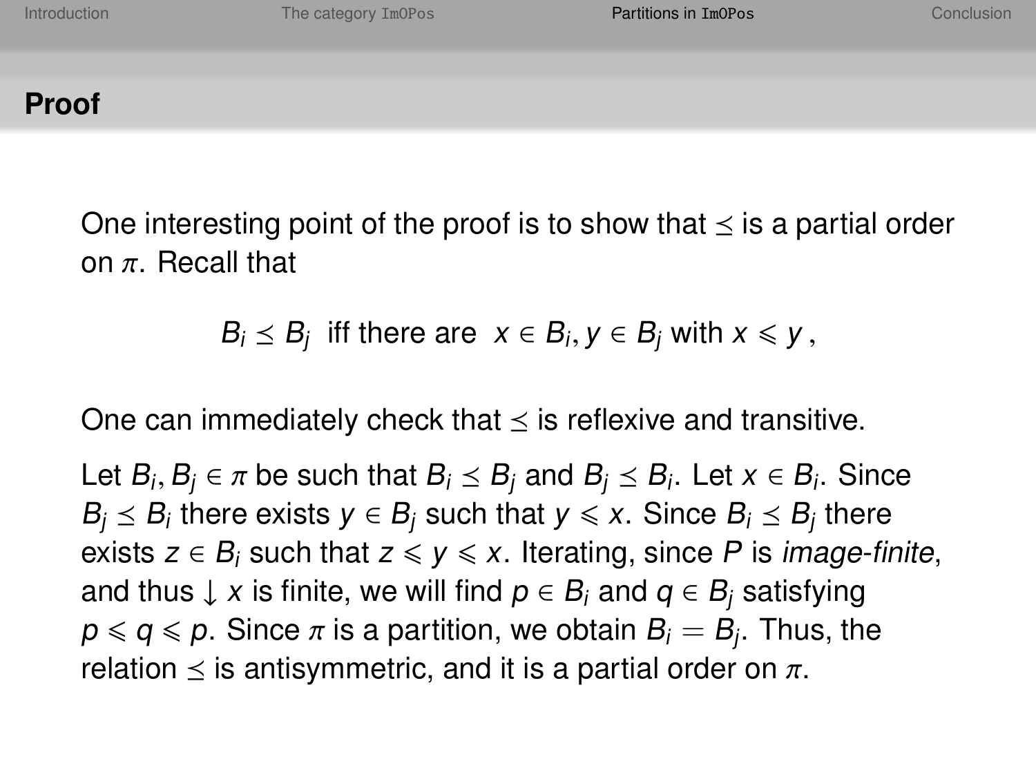## Proof

One interesting point of the proof is to show that $\preceq$ is a partial order on $\pi$. Recall that

$$B_i \preceq B_j \text{ iff there are } x \in B_i, y \in B_j \text{ with } x \leqslant y \,,$$

One can immediately check that $\preceq$ is reflexive and transitive.

Let $B_i, B_j \in \pi$ be such that $B_i \preceq B_j$ and $B_j \preceq B_i$. Let $x \in B_i$. Since $B_j \preceq B_i$ there exists $y \in B_j$ such that $y \leqslant x$. Since $B_i \preceq B_j$ there exists $z \in B_i$ such that $z \leqslant y \leqslant x$. Iterating, since $P$ is *image-finite*, and thus $\downarrow x$ is finite, we will find $p \in B_i$ and $q \in B_j$ satisfying $p \leqslant q \leqslant p$. Since $\pi$ is a partition, we obtain $B_i = B_j$. Thus, the relation $\preceq$ is antisymmetric, and it is a partial order on $\pi$.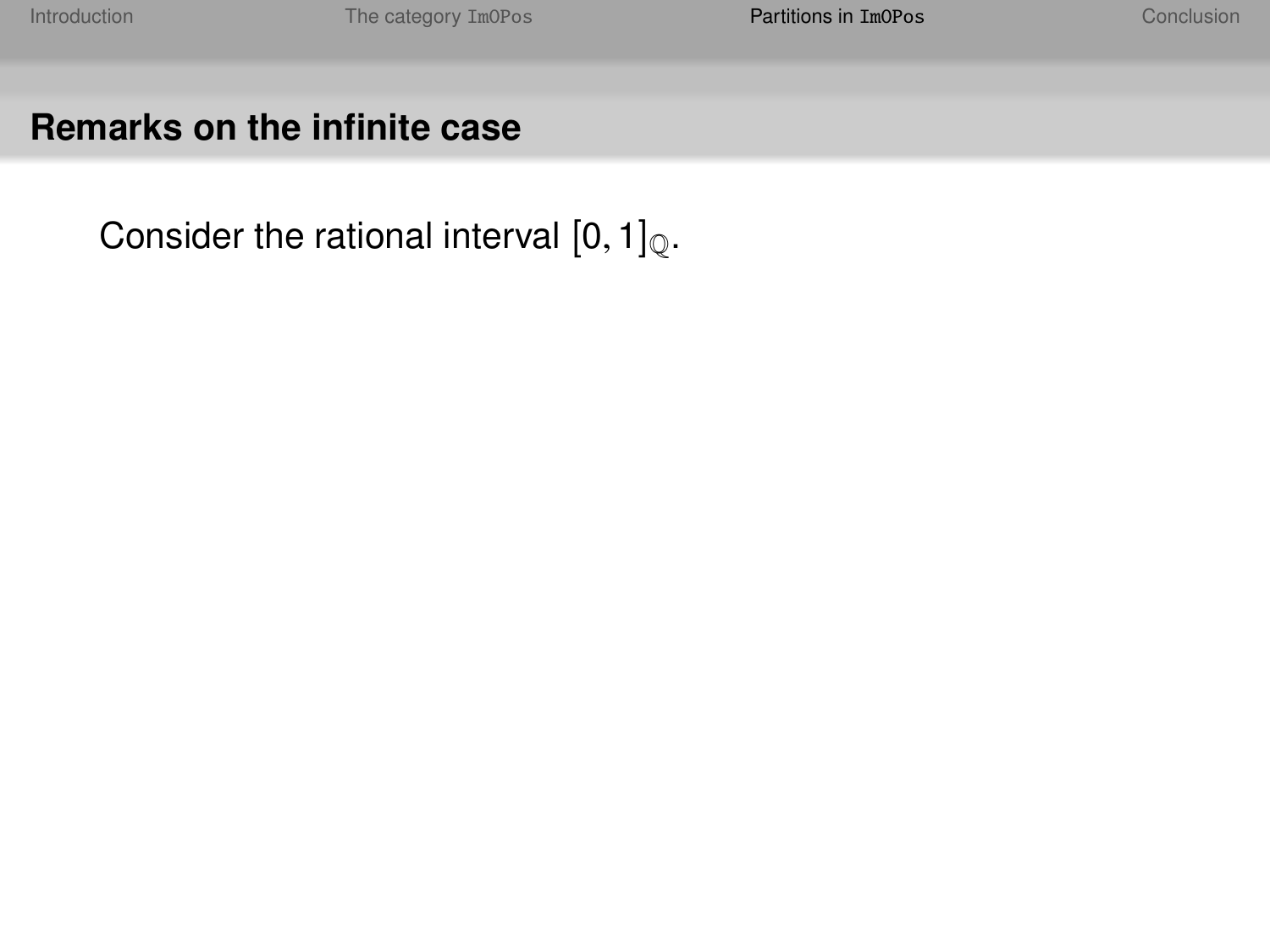## Remarks on the infinite case

Consider the rational interval $[0, 1]_{\mathbb{Q}}$.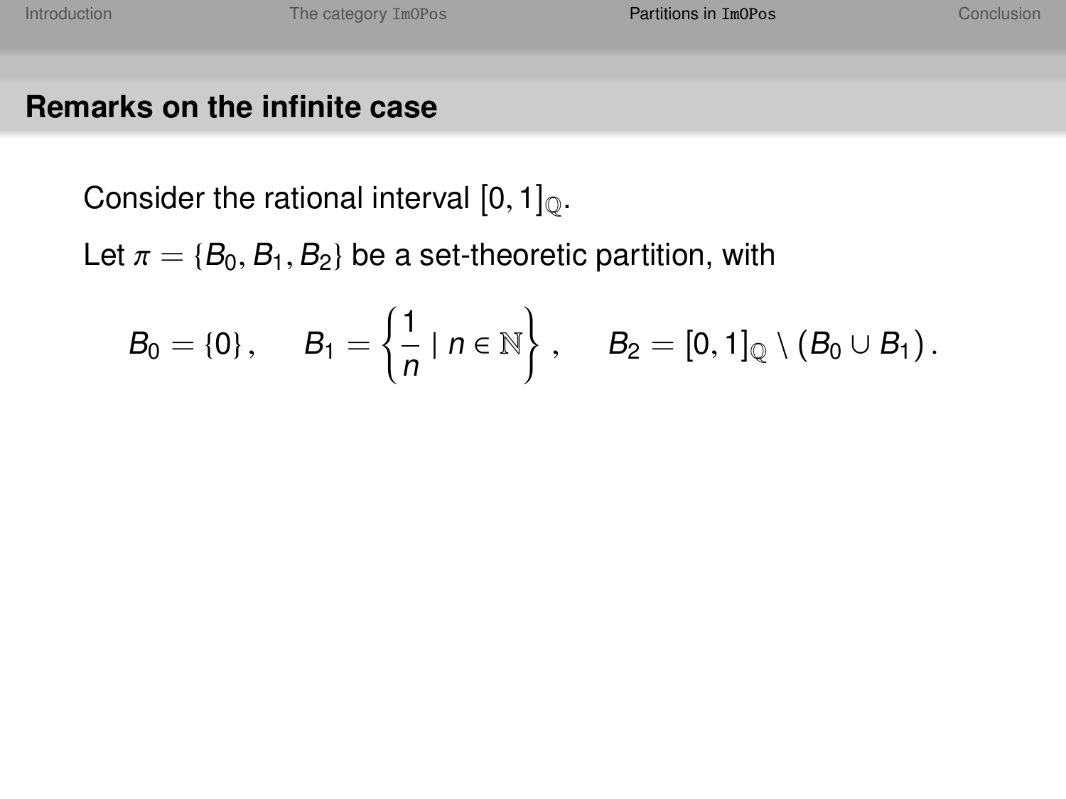## Remarks on the infinite case

Consider the rational interval $[0,1]_{\mathbb{Q}}$.

Let $\pi = \{B_0, B_1, B_2\}$ be a set-theoretic partition, with

$$B_0 = \{0\}, \quad B_1 = \left\{ \frac{1}{n} \mid n \in \mathbb{N} \right\}, \quad B_2 = [0,1]_{\mathbb{Q}} \setminus (B_0 \cup B_1).$$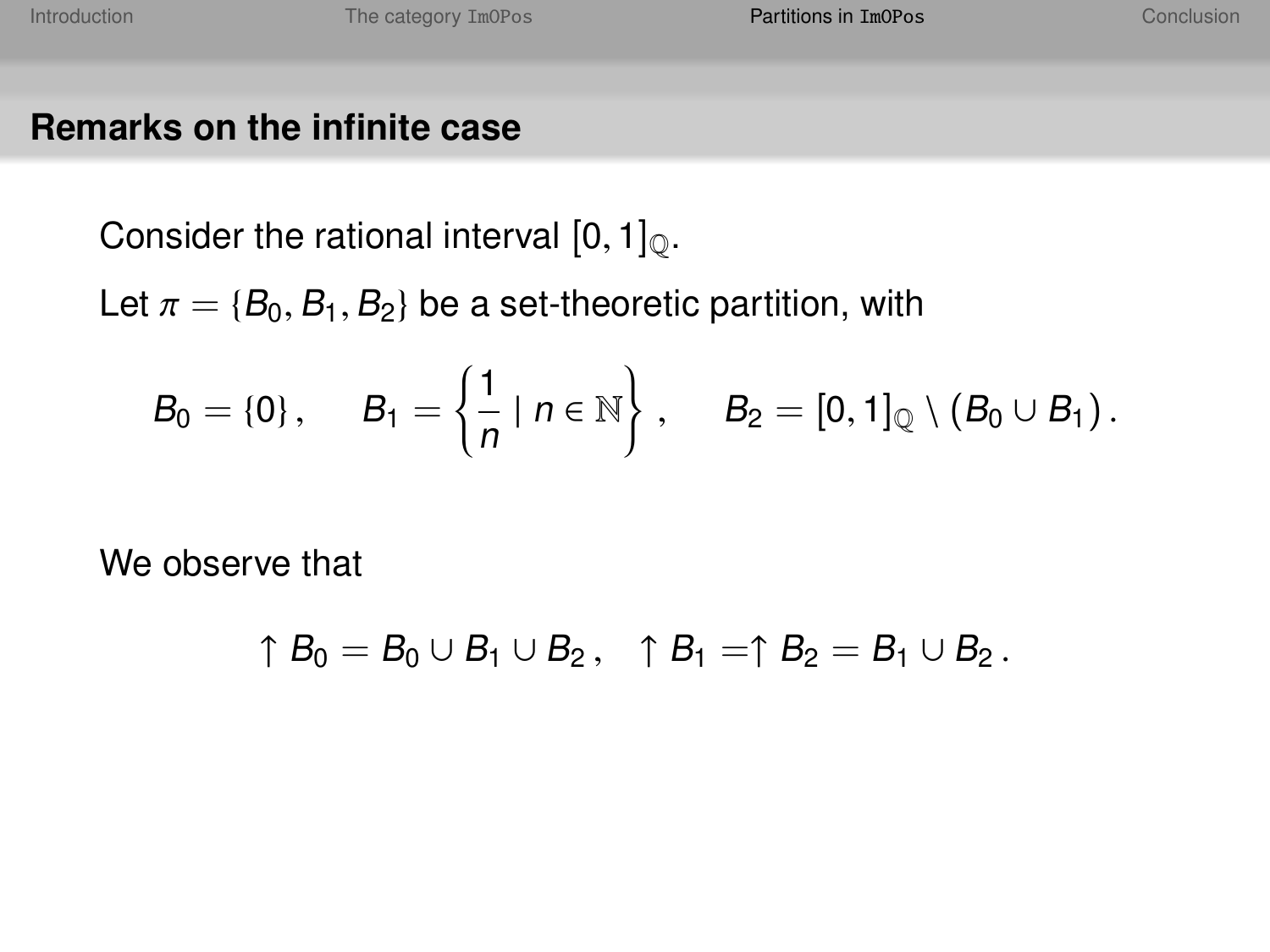## Remarks on the infinite case

Consider the rational interval $[0,1]_{\mathbb{Q}}$.

Let $\pi = \{B_0, B_1, B_2\}$ be a set-theoretic partition, with

$$B_0 = \{0\}, \quad B_1 = \left\{ \frac{1}{n} \mid n \in \mathbb{N} \right\}, \quad B_2 = [0,1]_{\mathbb{Q}} \setminus (B_0 \cup B_1).$$

We observe that

$$\uparrow B_0 = B_0 \cup B_1 \cup B_2, \quad \uparrow B_1 = \uparrow B_2 = B_1 \cup B_2.$$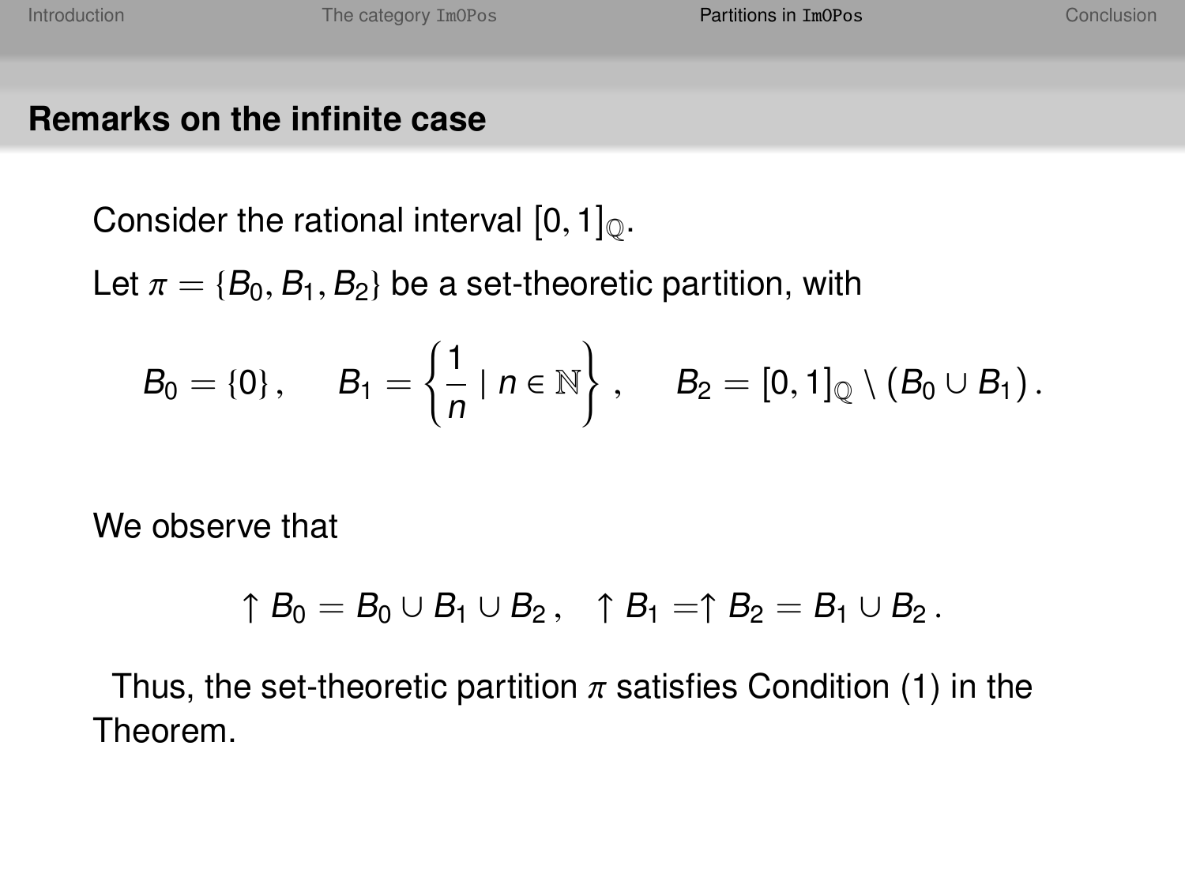## Remarks on the infinite case

Consider the rational interval $[0,1]_{\mathbb{Q}}$.

Let $\pi = \{B_0, B_1, B_2\}$ be a set-theoretic partition, with

$$B_0 = \{0\}, \qquad B_1 = \left\{\frac{1}{n} \mid n \in \mathbb{N}\right\}, \qquad B_2 = [0,1]_{\mathbb{Q}} \setminus (B_0 \cup B_1).$$

We observe that

$$\uparrow B_0 = B_0 \cup B_1 \cup B_2, \quad \uparrow B_1 = \uparrow B_2 = B_1 \cup B_2.$$

Thus, the set-theoretic partition $\pi$ satisfies Condition (1) in the Theorem.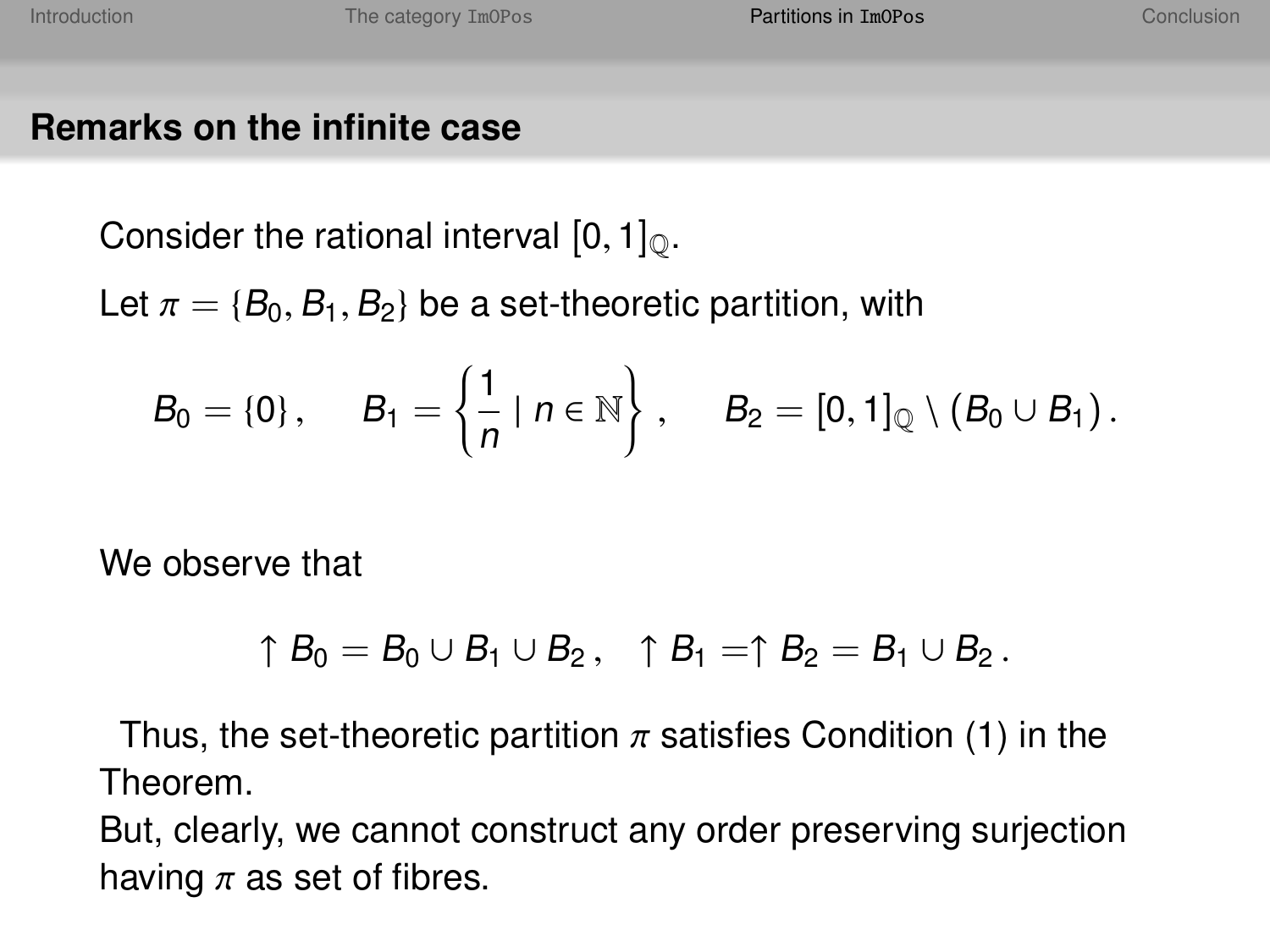## Remarks on the infinite case

Consider the rational interval $[0,1]_{\mathbb{Q}}$.

Let $\pi = \{B_0, B_1, B_2\}$ be a set-theoretic partition, with

$$B_0 = \{0\}, \quad B_1 = \left\{ \frac{1}{n} \mid n \in \mathbb{N} \right\}, \quad B_2 = [0,1]_{\mathbb{Q}} \setminus (B_0 \cup B_1).$$

We observe that

$$\uparrow B_0 = B_0 \cup B_1 \cup B_2, \quad \uparrow B_1 = \uparrow B_2 = B_1 \cup B_2.$$

Thus, the set-theoretic partition $\pi$ satisfies Condition (1) in the Theorem.

But, clearly, we cannot construct any order preserving surjection having $\pi$ as set of fibres.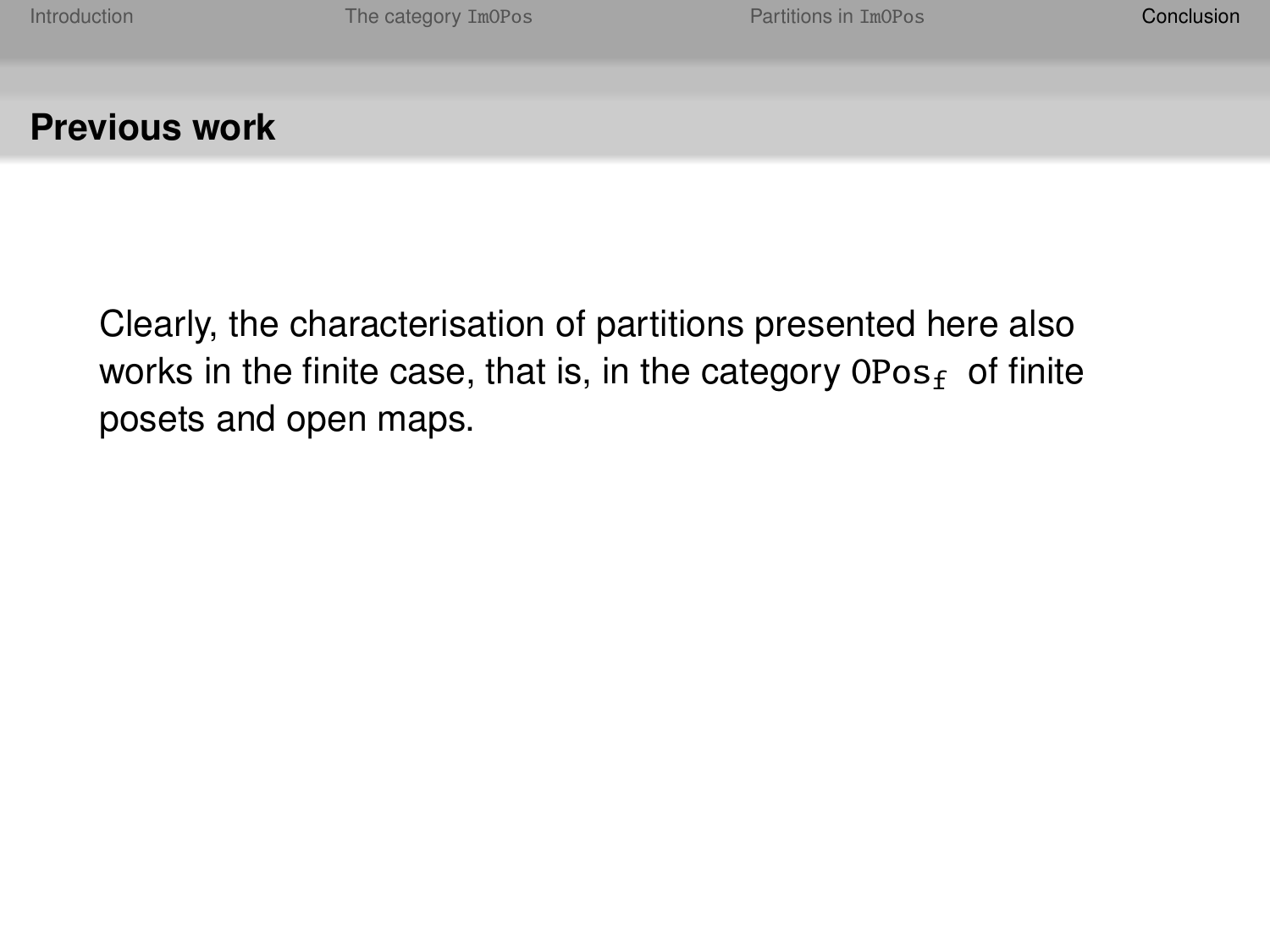## Previous work

Clearly, the characterisation of partitions presented here also works in the finite case, that is, in the category $\mathtt{OPos}_{\mathtt{f}}$ of finite posets and open maps.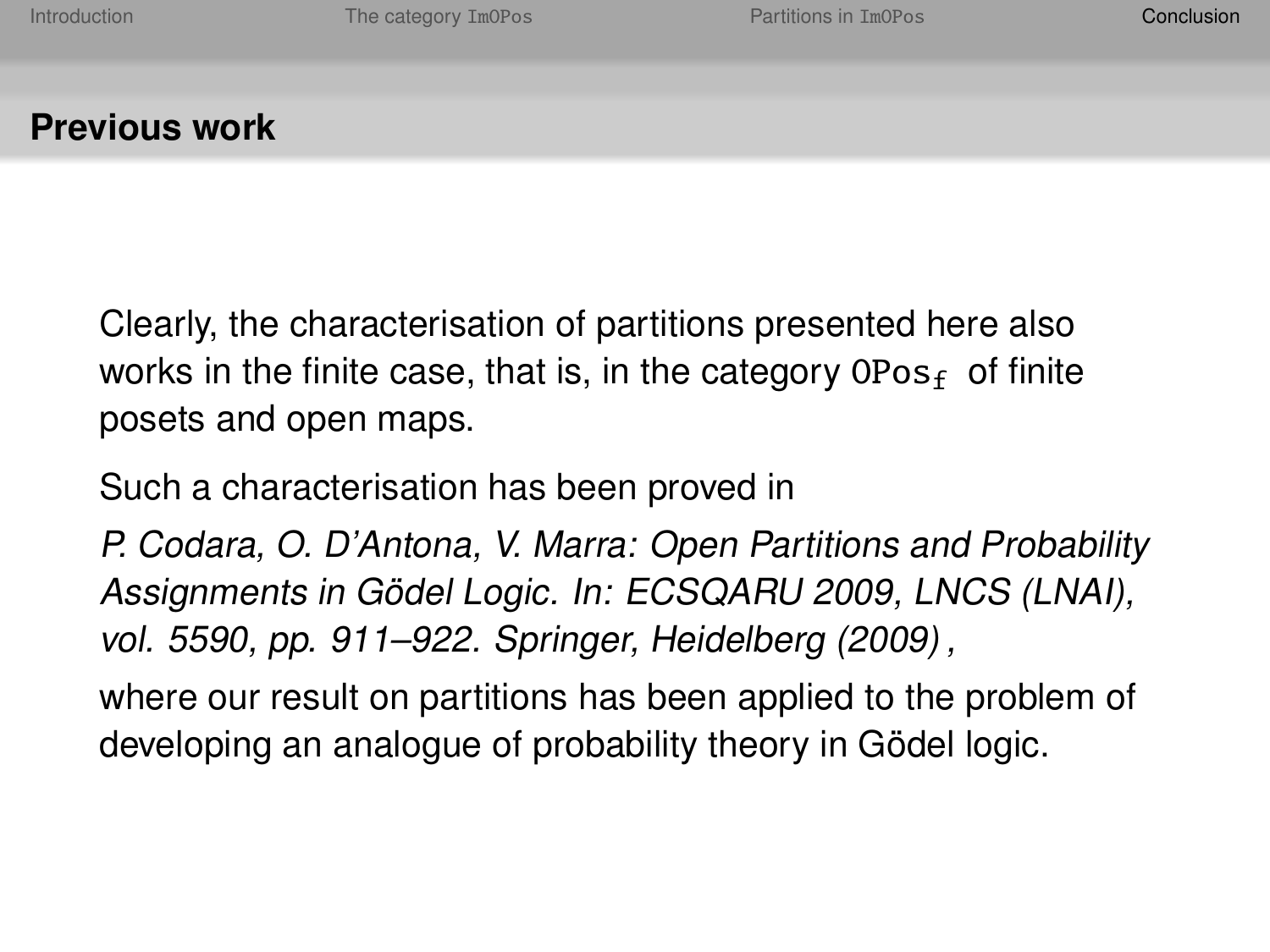## Previous work

Clearly, the characterisation of partitions presented here also works in the finite case, that is, in the category $\mathtt{OPos_f}$ of finite posets and open maps.

Such a characterisation has been proved in

*P. Codara, O. D'Antona, V. Marra: Open Partitions and Probability Assignments in Gödel Logic. In: ECSQARU 2009, LNCS (LNAI), vol. 5590, pp. 911–922. Springer, Heidelberg (2009)* ,

where our result on partitions has been applied to the problem of developing an analogue of probability theory in Gödel logic.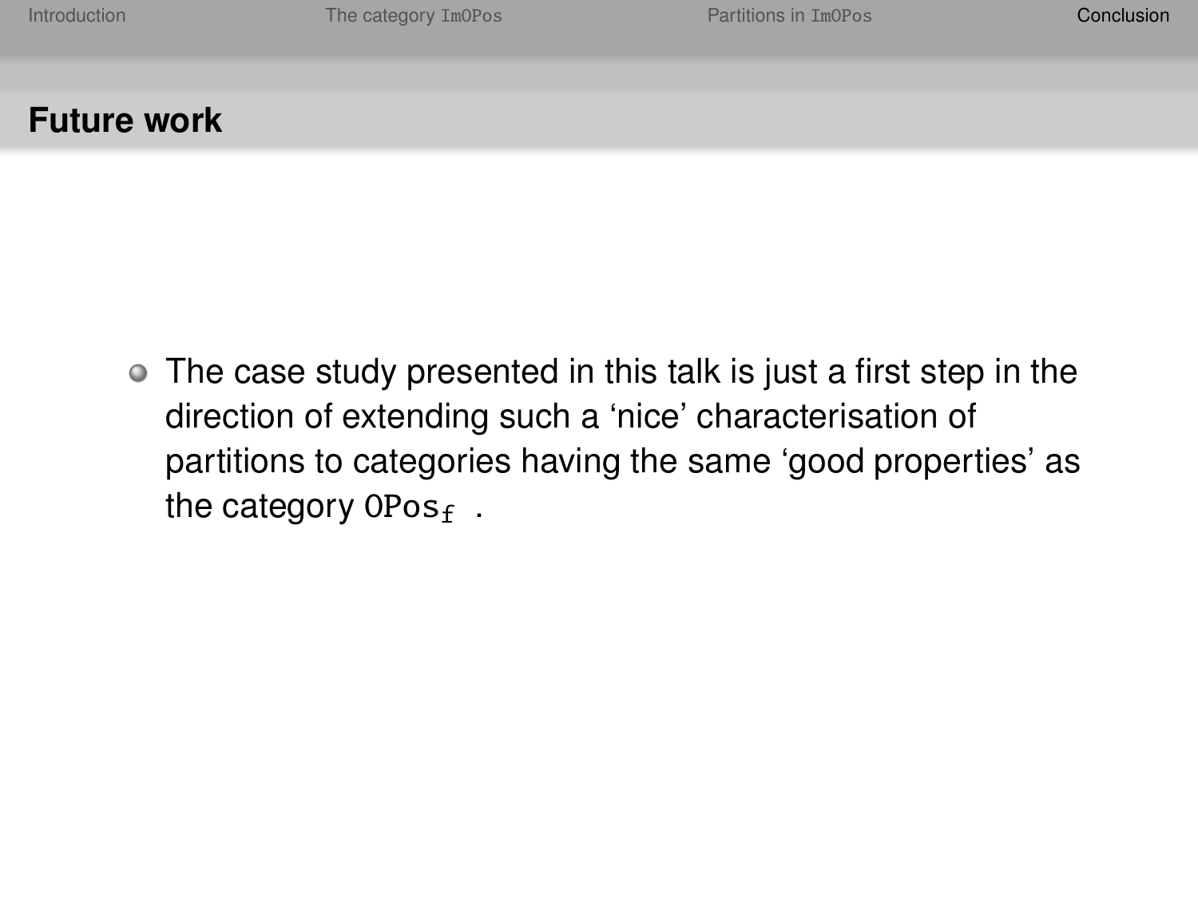## Future work

- The case study presented in this talk is just a first step in the direction of extending such a ‘nice’ characterisation of partitions to categories having the same ‘good properties’ as the category $\mathtt{OPos}_{\mathtt{f}}$ .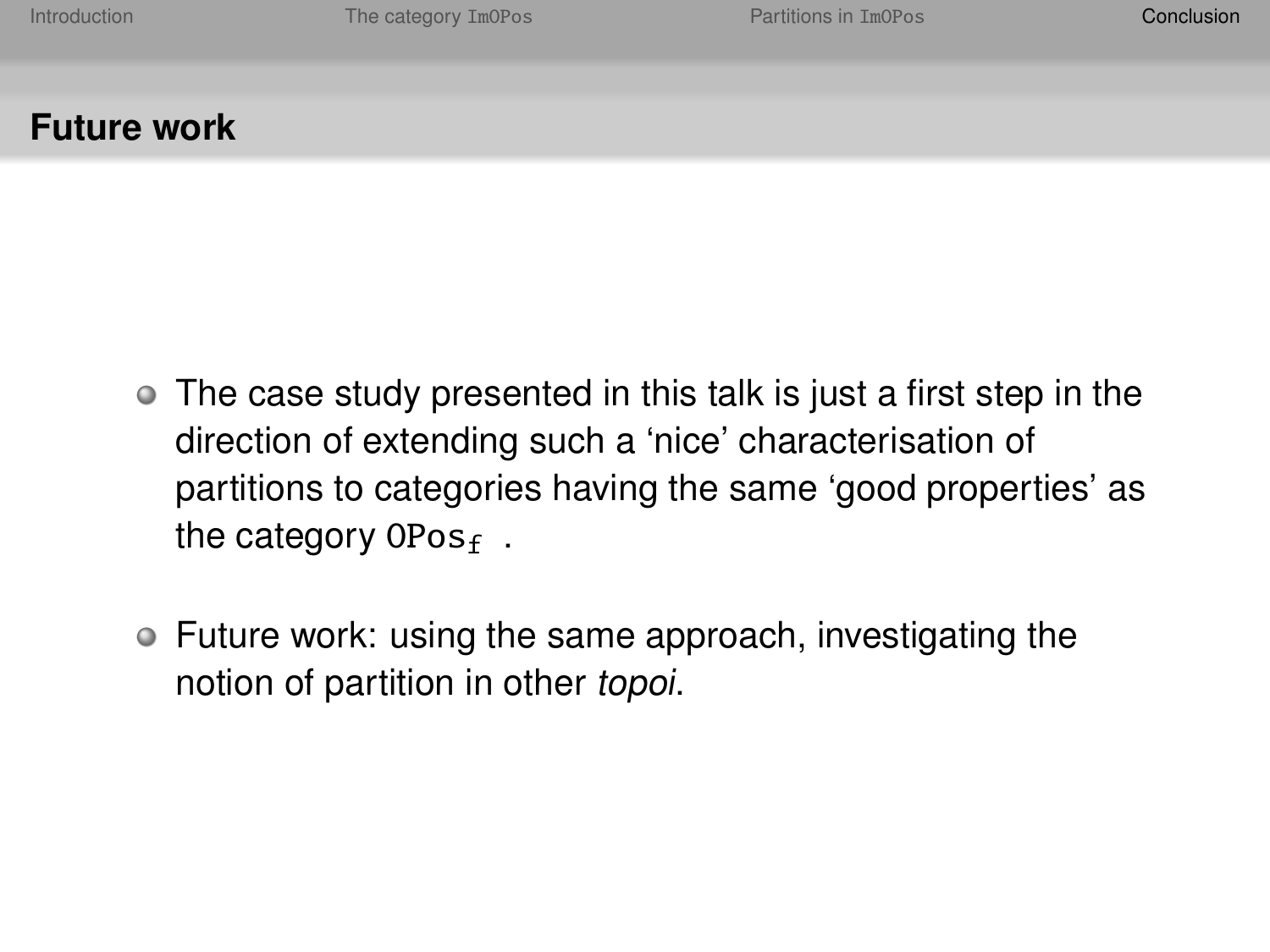## Future work

- The case study presented in this talk is just a first step in the direction of extending such a 'nice' characterisation of partitions to categories having the same 'good properties' as the category $\mathtt{OPos}_{\mathtt{f}}$ .
- Future work: using the same approach, investigating the notion of partition in other *topoi*.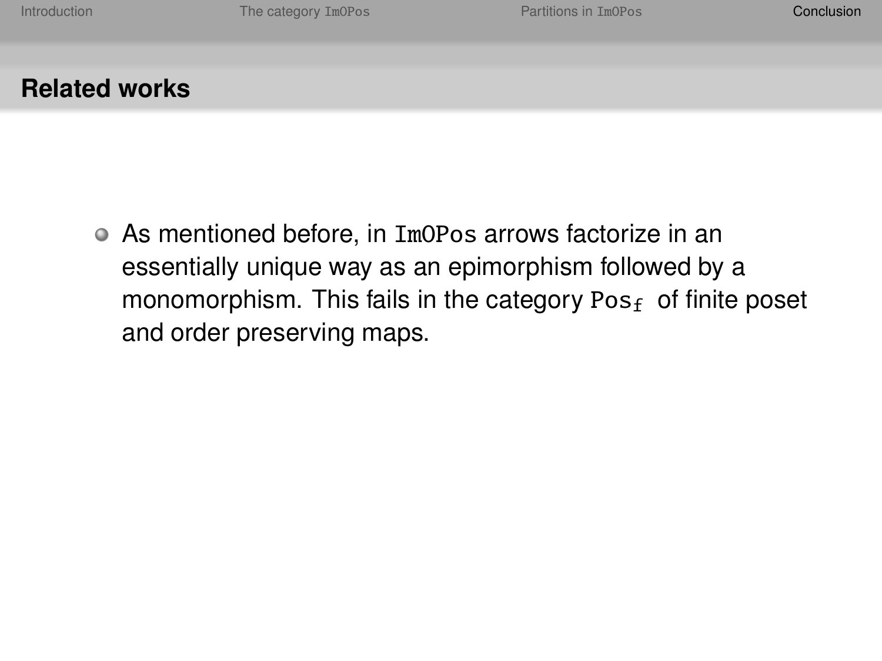## Related works

- As mentioned before, in ImOPos arrows factorize in an essentially unique way as an epimorphism followed by a monomorphism. This fails in the category $\mathtt{Pos}_{\mathtt{f}}$ of finite poset and order preserving maps.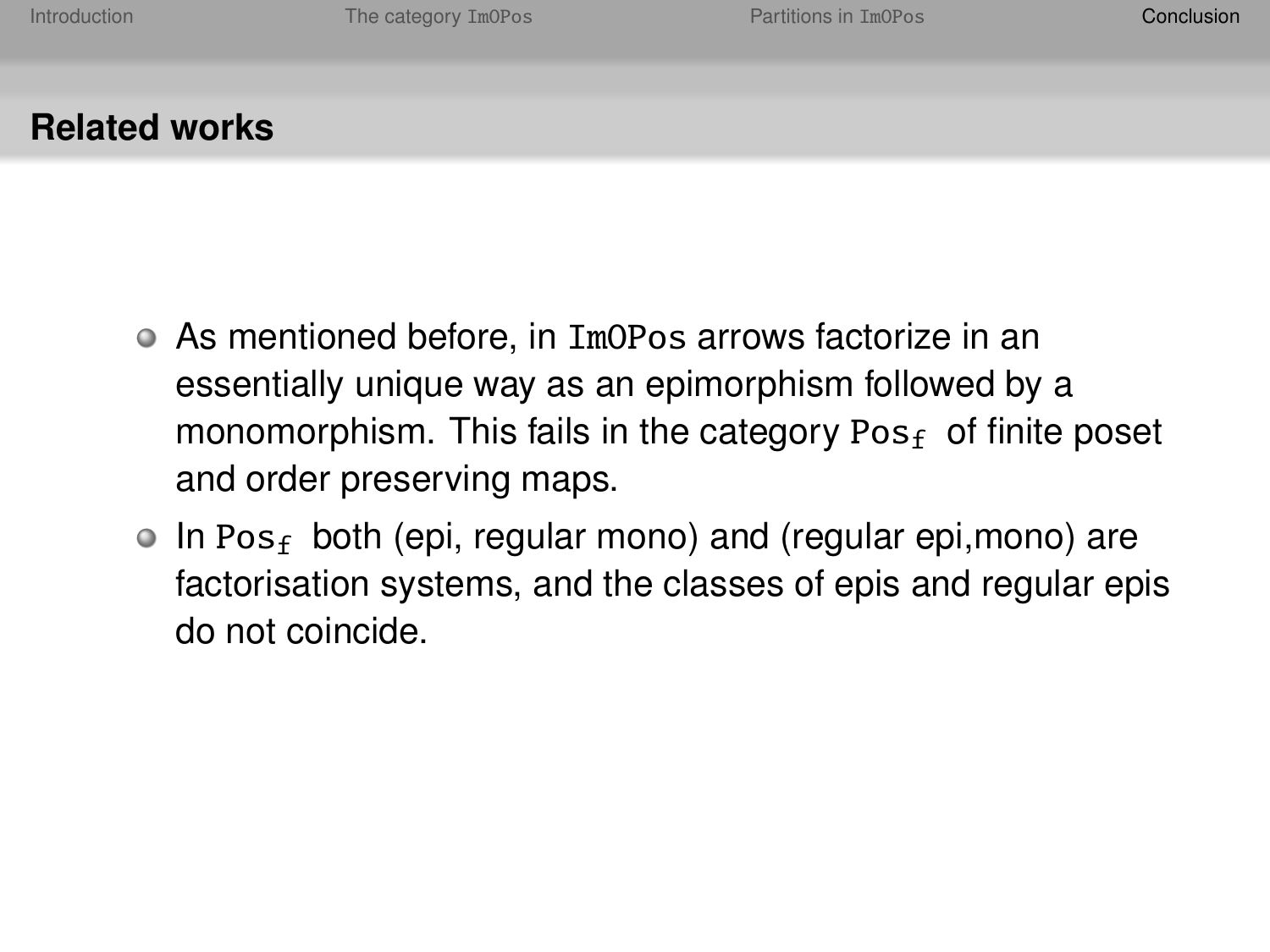## Related works

- As mentioned before, in `ImOPos` arrows factorize in an essentially unique way as an epimorphism followed by a monomorphism. This fails in the category $\texttt{Pos}_{\texttt{f}}$ of finite poset and order preserving maps.
- In $\texttt{Pos}_{\texttt{f}}$ both (epi, regular mono) and (regular epi,mono) are factorisation systems, and the classes of epis and regular epis do not coincide.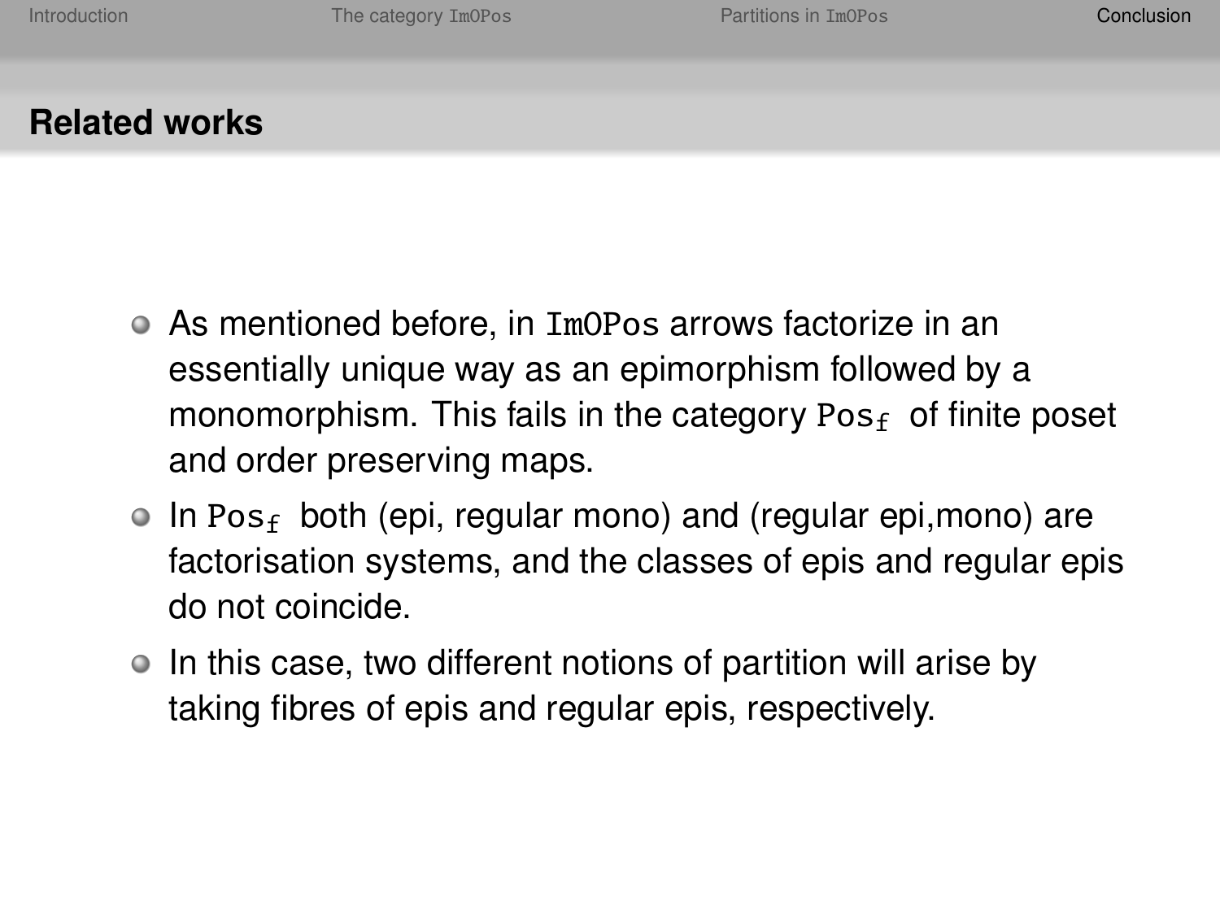## Related works

- As mentioned before, in ImOPos arrows factorize in an essentially unique way as an epimorphism followed by a monomorphism. This fails in the category $\texttt{Pos}_{\texttt{f}}$ of finite poset and order preserving maps.
- In $\texttt{Pos}_{\texttt{f}}$ both (epi, regular mono) and (regular epi,mono) are factorisation systems, and the classes of epis and regular epis do not coincide.
- In this case, two different notions of partition will arise by taking fibres of epis and regular epis, respectively.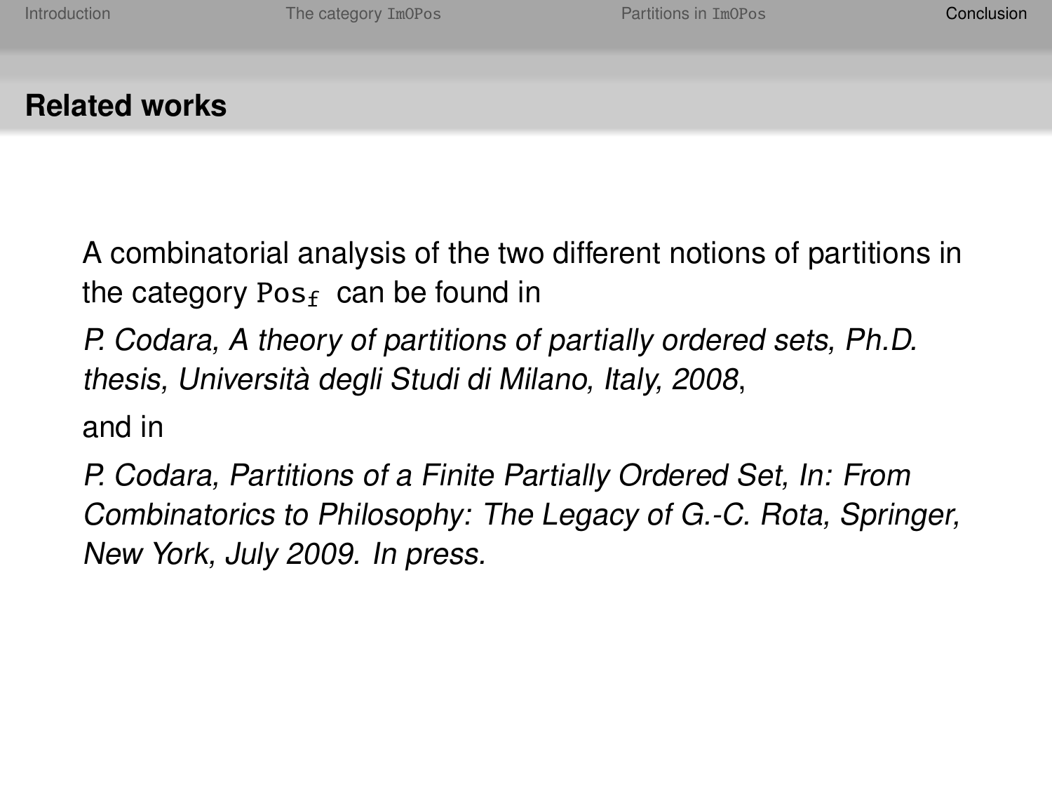## Related works

A combinatorial analysis of the two different notions of partitions in the category $\texttt{Pos}_{\texttt{f}}$ can be found in

*P. Codara, A theory of partitions of partially ordered sets, Ph.D. thesis, Università degli Studi di Milano, Italy, 2008*,

and in

*P. Codara, Partitions of a Finite Partially Ordered Set, In: From Combinatorics to Philosophy: The Legacy of G.-C. Rota, Springer, New York, July 2009. In press.*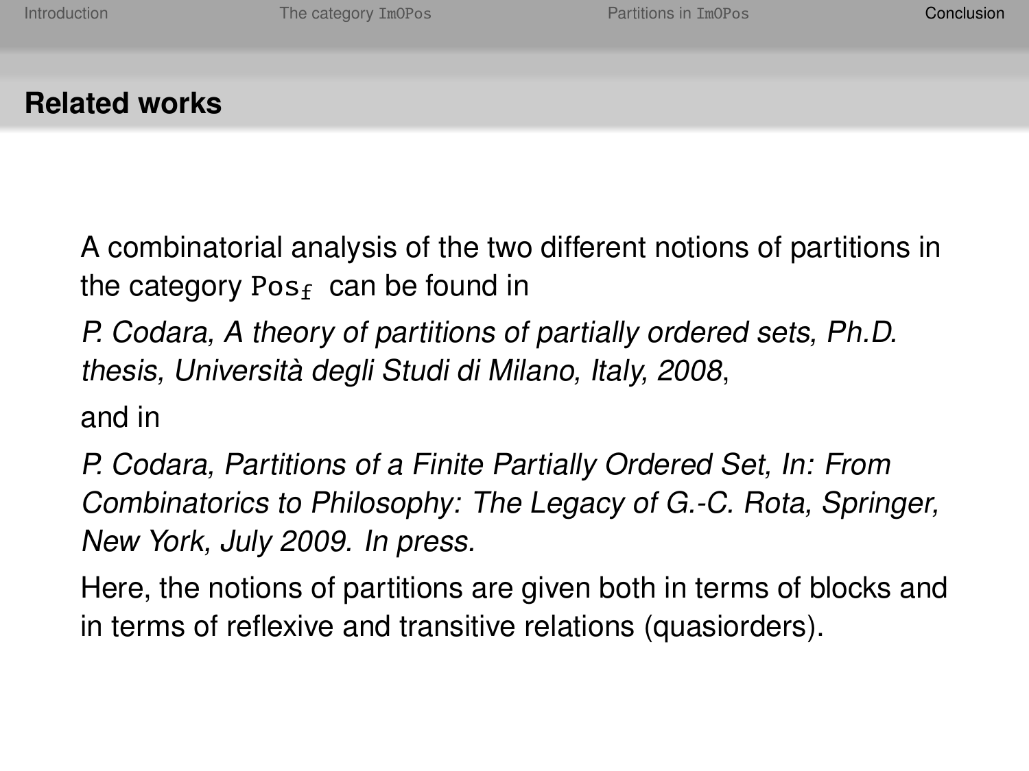## Related works

A combinatorial analysis of the two different notions of partitions in the category $\texttt{Pos}_{\texttt{f}}$ can be found in

*P. Codara, A theory of partitions of partially ordered sets, Ph.D. thesis, Università degli Studi di Milano, Italy, 2008*,

and in

*P. Codara, Partitions of a Finite Partially Ordered Set, In: From Combinatorics to Philosophy: The Legacy of G.-C. Rota, Springer, New York, July 2009. In press.*

Here, the notions of partitions are given both in terms of blocks and in terms of reflexive and transitive relations (quasiorders).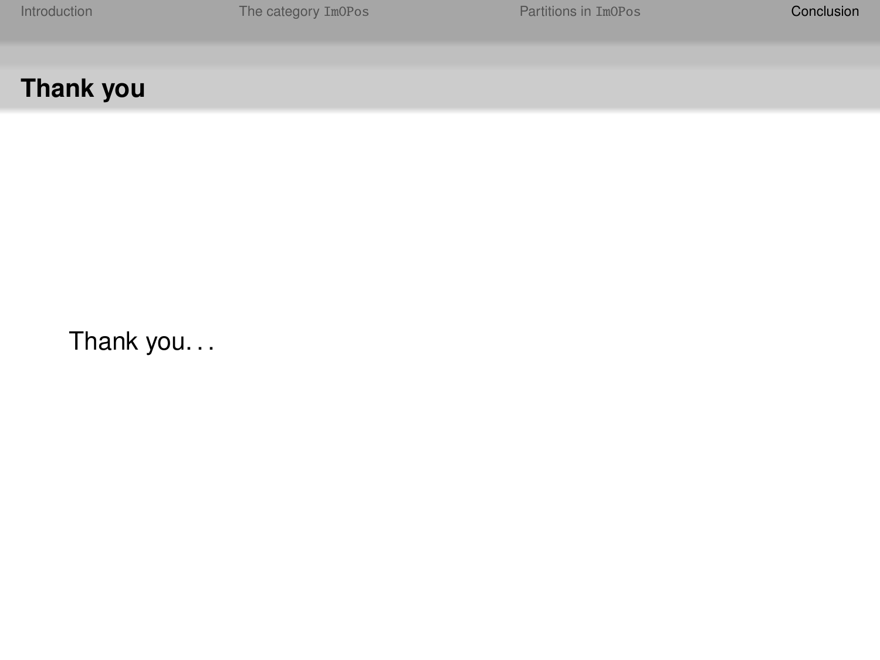## Thank you

Thank you. . .